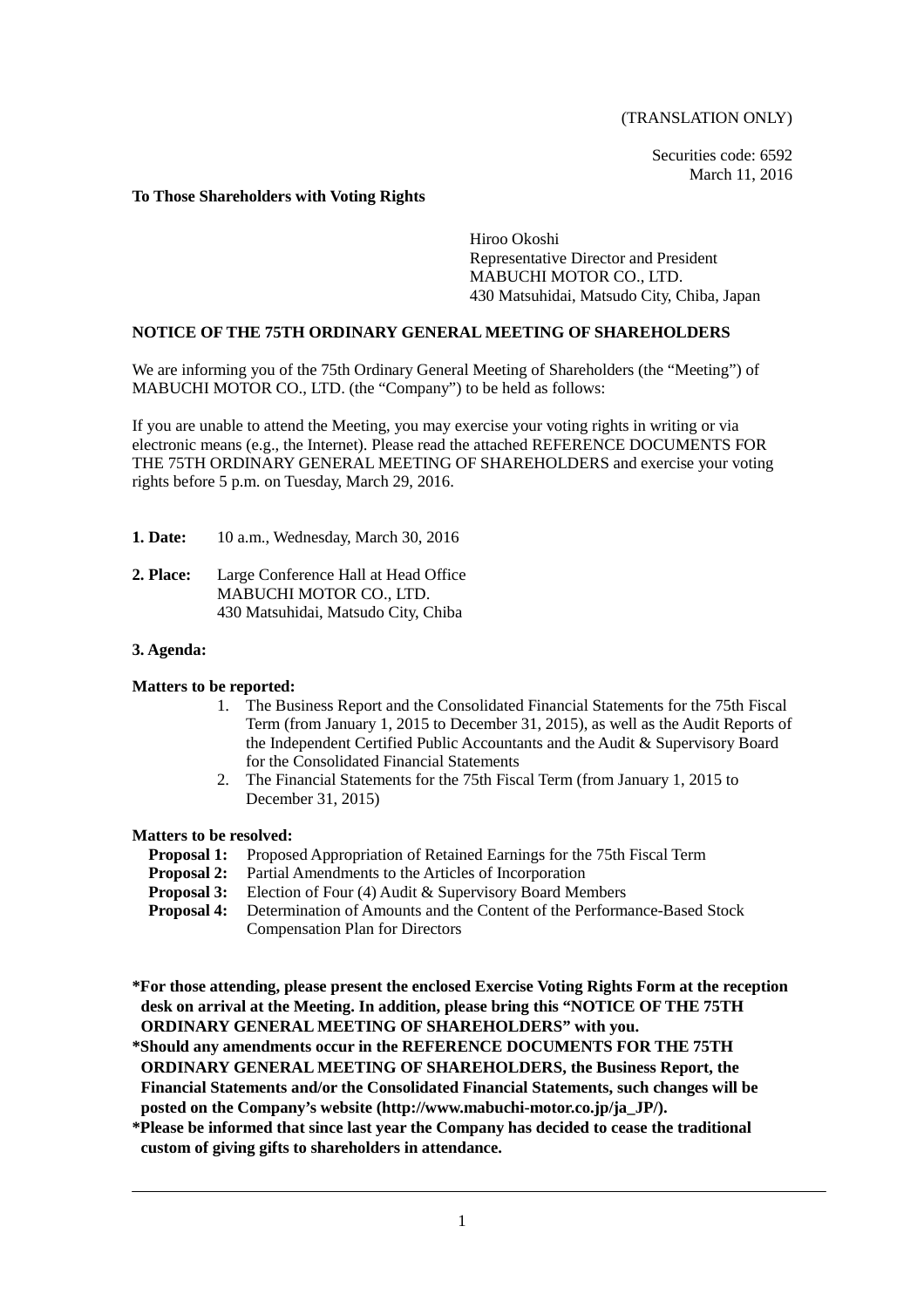(TRANSLATION ONLY)

Securities code: 6592
March 11, 2016

**To Those Shareholders with Voting Rights**

Hiroo Okoshi
Representative Director and President
MABUCHI MOTOR CO., LTD.
430 Matsuhidai, Matsudo City, Chiba, Japan

## NOTICE OF THE 75TH ORDINARY GENERAL MEETING OF SHAREHOLDERS

We are informing you of the 75th Ordinary General Meeting of Shareholders (the "Meeting") of MABUCHI MOTOR CO., LTD. (the "Company") to be held as follows:

If you are unable to attend the Meeting, you may exercise your voting rights in writing or via electronic means (e.g., the Internet). Please read the attached REFERENCE DOCUMENTS FOR THE 75TH ORDINARY GENERAL MEETING OF SHAREHOLDERS and exercise your voting rights before 5 p.m. on Tuesday, March 29, 2016.

**1. Date:** 10 a.m., Wednesday, March 30, 2016

**2. Place:** Large Conference Hall at Head Office
MABUCHI MOTOR CO., LTD.
430 Matsuhidai, Matsudo City, Chiba

**3. Agenda:**

**Matters to be reported:**

1. The Business Report and the Consolidated Financial Statements for the 75th Fiscal Term (from January 1, 2015 to December 31, 2015), as well as the Audit Reports of the Independent Certified Public Accountants and the Audit & Supervisory Board for the Consolidated Financial Statements
2. The Financial Statements for the 75th Fiscal Term (from January 1, 2015 to December 31, 2015)

**Matters to be resolved:**

- **Proposal 1:** Proposed Appropriation of Retained Earnings for the 75th Fiscal Term
- **Proposal 2:** Partial Amendments to the Articles of Incorporation
- **Proposal 3:** Election of Four (4) Audit & Supervisory Board Members
- **Proposal 4:** Determination of Amounts and the Content of the Performance-Based Stock Compensation Plan for Directors

**\*For those attending, please present the enclosed Exercise Voting Rights Form at the reception desk on arrival at the Meeting. In addition, please bring this "NOTICE OF THE 75TH ORDINARY GENERAL MEETING OF SHAREHOLDERS" with you.**

**\*Should any amendments occur in the REFERENCE DOCUMENTS FOR THE 75TH ORDINARY GENERAL MEETING OF SHAREHOLDERS, the Business Report, the Financial Statements and/or the Consolidated Financial Statements, such changes will be posted on the Company's website (http://www.mabuchi-motor.co.jp/ja_JP/).**

**\*Please be informed that since last year the Company has decided to cease the traditional custom of giving gifts to shareholders in attendance.**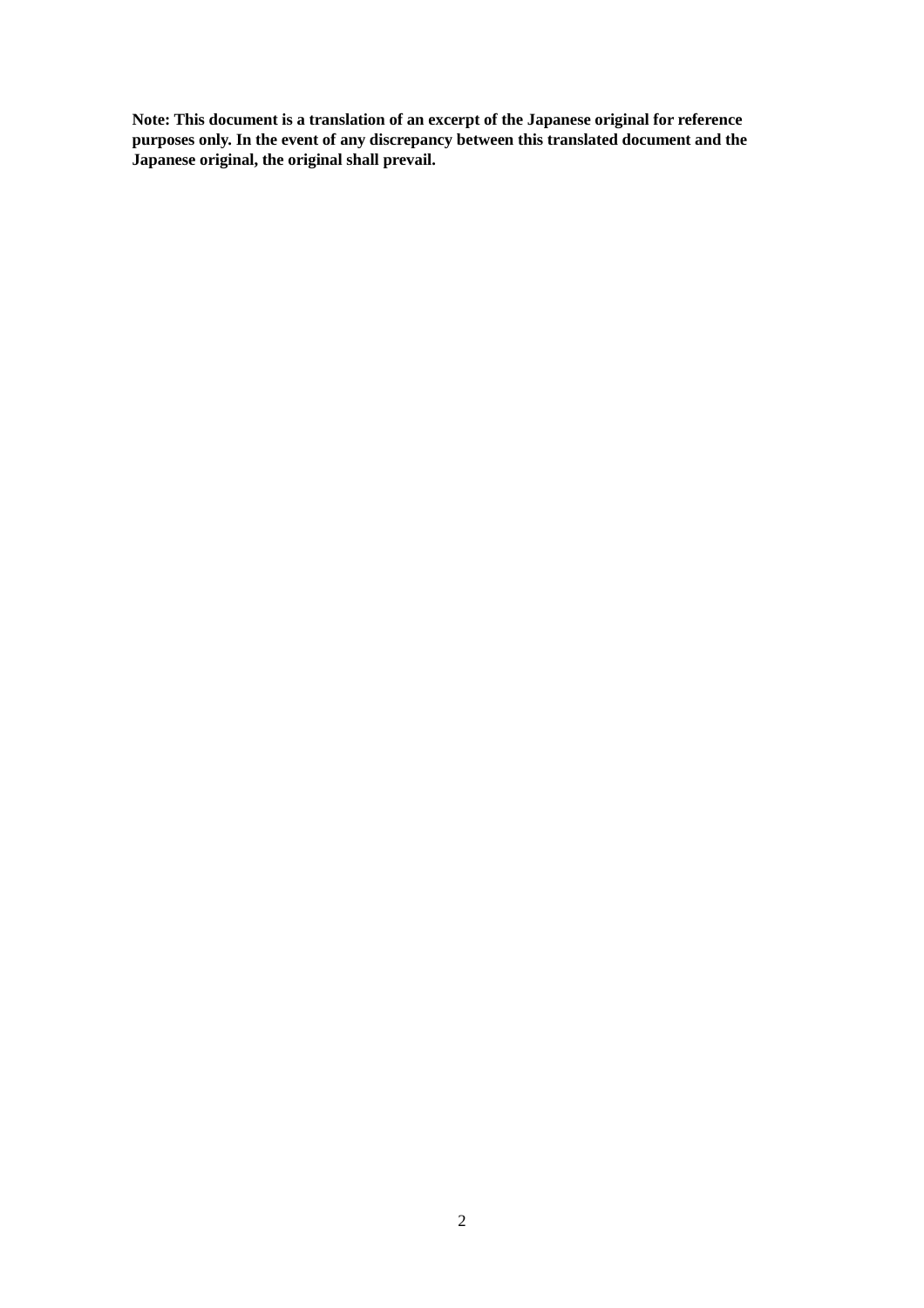**Note: This document is a translation of an excerpt of the Japanese original for reference purposes only. In the event of any discrepancy between this translated document and the Japanese original, the original shall prevail.**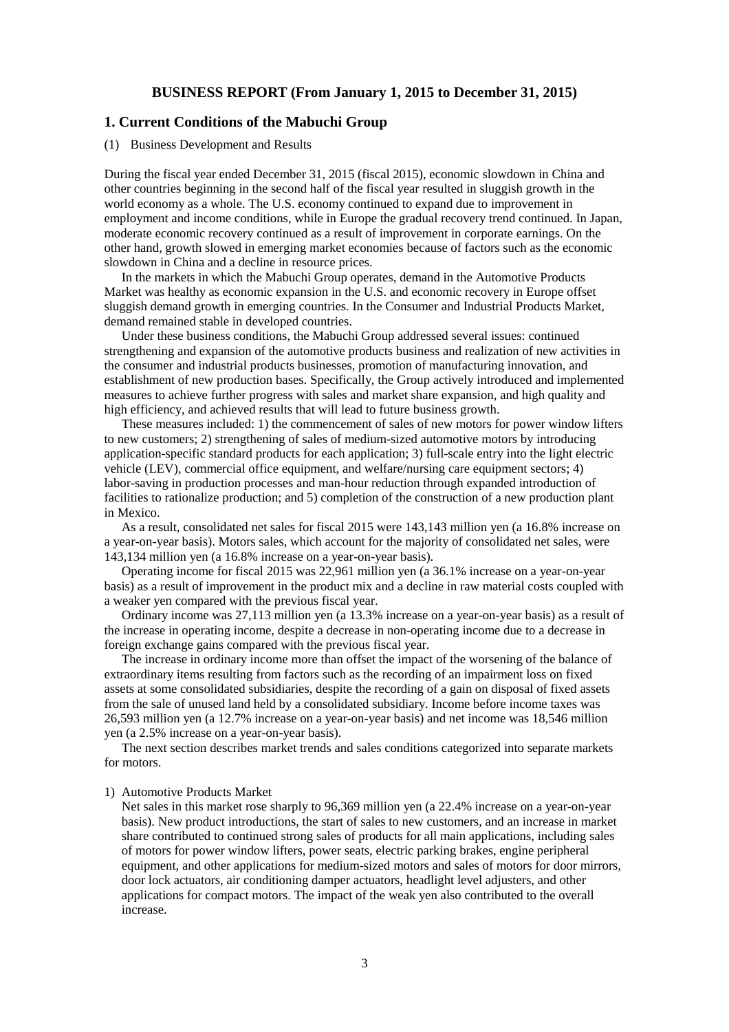# BUSINESS REPORT (From January 1, 2015 to December 31, 2015)

## 1. Current Conditions of the Mabuchi Group

(1) Business Development and Results

During the fiscal year ended December 31, 2015 (fiscal 2015), economic slowdown in China and other countries beginning in the second half of the fiscal year resulted in sluggish growth in the world economy as a whole. The U.S. economy continued to expand due to improvement in employment and income conditions, while in Europe the gradual recovery trend continued. In Japan, moderate economic recovery continued as a result of improvement in corporate earnings. On the other hand, growth slowed in emerging market economies because of factors such as the economic slowdown in China and a decline in resource prices.

In the markets in which the Mabuchi Group operates, demand in the Automotive Products Market was healthy as economic expansion in the U.S. and economic recovery in Europe offset sluggish demand growth in emerging countries. In the Consumer and Industrial Products Market, demand remained stable in developed countries.

Under these business conditions, the Mabuchi Group addressed several issues: continued strengthening and expansion of the automotive products business and realization of new activities in the consumer and industrial products businesses, promotion of manufacturing innovation, and establishment of new production bases. Specifically, the Group actively introduced and implemented measures to achieve further progress with sales and market share expansion, and high quality and high efficiency, and achieved results that will lead to future business growth.

These measures included: 1) the commencement of sales of new motors for power window lifters to new customers; 2) strengthening of sales of medium-sized automotive motors by introducing application-specific standard products for each application; 3) full-scale entry into the light electric vehicle (LEV), commercial office equipment, and welfare/nursing care equipment sectors; 4) labor-saving in production processes and man-hour reduction through expanded introduction of facilities to rationalize production; and 5) completion of the construction of a new production plant in Mexico.

As a result, consolidated net sales for fiscal 2015 were 143,143 million yen (a 16.8% increase on a year-on-year basis). Motors sales, which account for the majority of consolidated net sales, were 143,134 million yen (a 16.8% increase on a year-on-year basis).

Operating income for fiscal 2015 was 22,961 million yen (a 36.1% increase on a year-on-year basis) as a result of improvement in the product mix and a decline in raw material costs coupled with a weaker yen compared with the previous fiscal year.

Ordinary income was 27,113 million yen (a 13.3% increase on a year-on-year basis) as a result of the increase in operating income, despite a decrease in non-operating income due to a decrease in foreign exchange gains compared with the previous fiscal year.

The increase in ordinary income more than offset the impact of the worsening of the balance of extraordinary items resulting from factors such as the recording of an impairment loss on fixed assets at some consolidated subsidiaries, despite the recording of a gain on disposal of fixed assets from the sale of unused land held by a consolidated subsidiary. Income before income taxes was 26,593 million yen (a 12.7% increase on a year-on-year basis) and net income was 18,546 million yen (a 2.5% increase on a year-on-year basis).

The next section describes market trends and sales conditions categorized into separate markets for motors.

1) Automotive Products Market

Net sales in this market rose sharply to 96,369 million yen (a 22.4% increase on a year-on-year basis). New product introductions, the start of sales to new customers, and an increase in market share contributed to continued strong sales of products for all main applications, including sales of motors for power window lifters, power seats, electric parking brakes, engine peripheral equipment, and other applications for medium-sized motors and sales of motors for door mirrors, door lock actuators, air conditioning damper actuators, headlight level adjusters, and other applications for compact motors. The impact of the weak yen also contributed to the overall increase.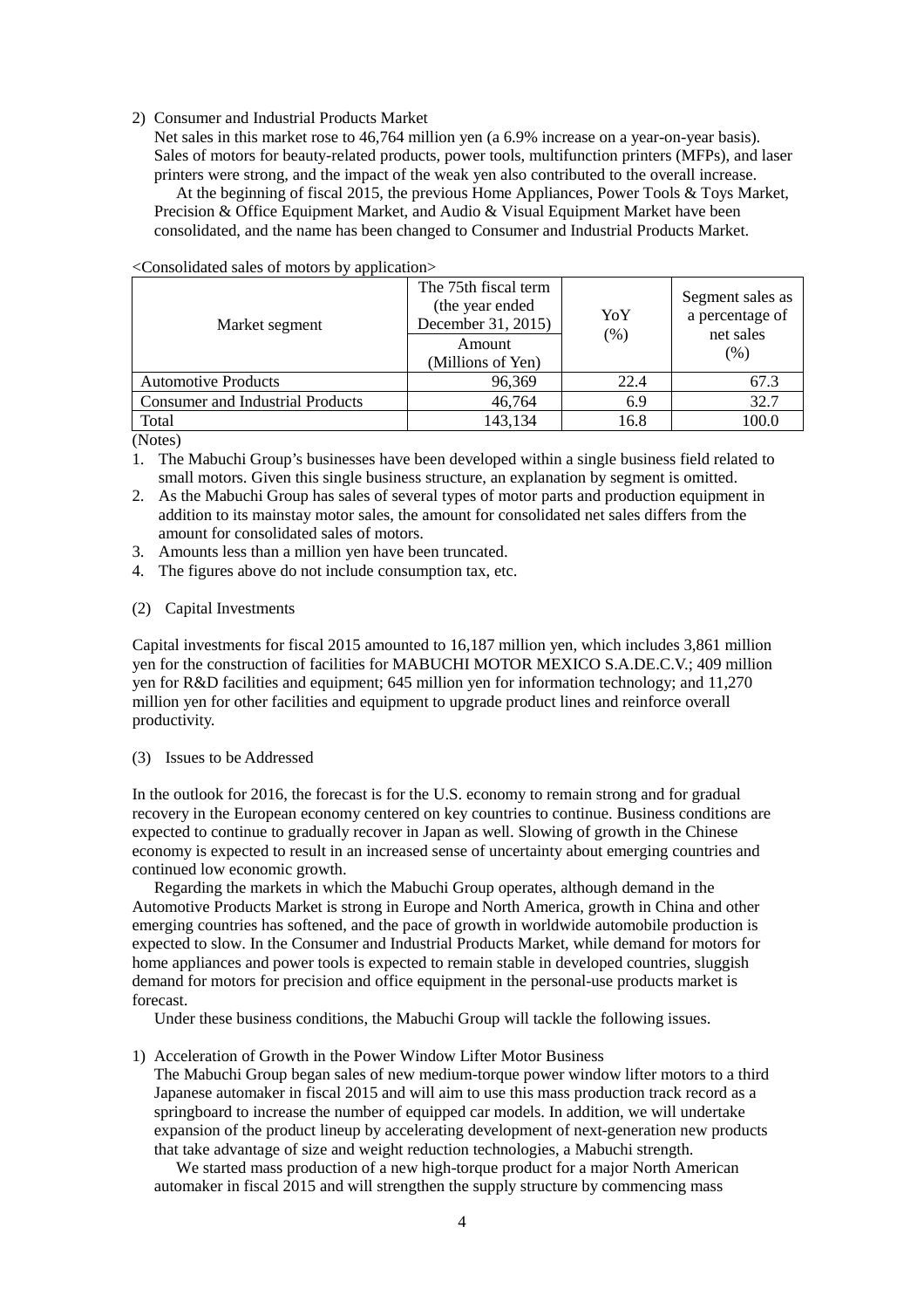2) Consumer and Industrial Products Market

Net sales in this market rose to 46,764 million yen (a 6.9% increase on a year-on-year basis). Sales of motors for beauty-related products, power tools, multifunction printers (MFPs), and laser printers were strong, and the impact of the weak yen also contributed to the overall increase.

At the beginning of fiscal 2015, the previous Home Appliances, Power Tools & Toys Market, Precision & Office Equipment Market, and Audio & Visual Equipment Market have been consolidated, and the name has been changed to Consumer and Industrial Products Market.

<Consolidated sales of motors by application>

| Market segment | The 75th fiscal term (the year ended December 31, 2015) Amount (Millions of Yen) | YoY (%) | Segment sales as a percentage of net sales (%) |
|---|---|---|---|
| Automotive Products | 96,369 | 22.4 | 67.3 |
| Consumer and Industrial Products | 46,764 | 6.9 | 32.7 |
| Total | 143,134 | 16.8 | 100.0 |

(Notes)

1. The Mabuchi Group's businesses have been developed within a single business field related to small motors. Given this single business structure, an explanation by segment is omitted.
2. As the Mabuchi Group has sales of several types of motor parts and production equipment in addition to its mainstay motor sales, the amount for consolidated net sales differs from the amount for consolidated sales of motors.
3. Amounts less than a million yen have been truncated.
4. The figures above do not include consumption tax, etc.

(2) Capital Investments

Capital investments for fiscal 2015 amounted to 16,187 million yen, which includes 3,861 million yen for the construction of facilities for MABUCHI MOTOR MEXICO S.A.DE.C.V.; 409 million yen for R&D facilities and equipment; 645 million yen for information technology; and 11,270 million yen for other facilities and equipment to upgrade product lines and reinforce overall productivity.

(3) Issues to be Addressed

In the outlook for 2016, the forecast is for the U.S. economy to remain strong and for gradual recovery in the European economy centered on key countries to continue. Business conditions are expected to continue to gradually recover in Japan as well. Slowing of growth in the Chinese economy is expected to result in an increased sense of uncertainty about emerging countries and continued low economic growth.

Regarding the markets in which the Mabuchi Group operates, although demand in the Automotive Products Market is strong in Europe and North America, growth in China and other emerging countries has softened, and the pace of growth in worldwide automobile production is expected to slow. In the Consumer and Industrial Products Market, while demand for motors for home appliances and power tools is expected to remain stable in developed countries, sluggish demand for motors for precision and office equipment in the personal-use products market is forecast.

Under these business conditions, the Mabuchi Group will tackle the following issues.

1) Acceleration of Growth in the Power Window Lifter Motor Business

The Mabuchi Group began sales of new medium-torque power window lifter motors to a third Japanese automaker in fiscal 2015 and will aim to use this mass production track record as a springboard to increase the number of equipped car models. In addition, we will undertake expansion of the product lineup by accelerating development of next-generation new products that take advantage of size and weight reduction technologies, a Mabuchi strength.

We started mass production of a new high-torque product for a major North American automaker in fiscal 2015 and will strengthen the supply structure by commencing mass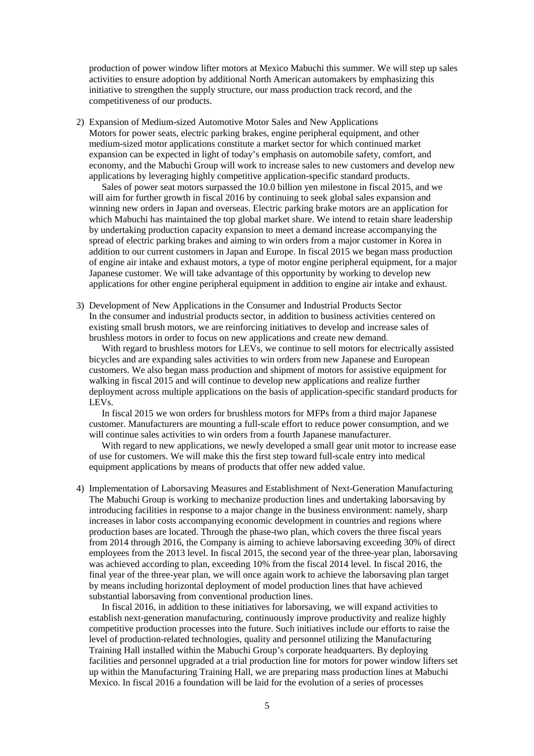production of power window lifter motors at Mexico Mabuchi this summer. We will step up sales activities to ensure adoption by additional North American automakers by emphasizing this initiative to strengthen the supply structure, our mass production track record, and the competitiveness of our products.

2) Expansion of Medium-sized Automotive Motor Sales and New Applications
Motors for power seats, electric parking brakes, engine peripheral equipment, and other medium-sized motor applications constitute a market sector for which continued market expansion can be expected in light of today's emphasis on automobile safety, comfort, and economy, and the Mabuchi Group will work to increase sales to new customers and develop new applications by leveraging highly competitive application-specific standard products.

Sales of power seat motors surpassed the 10.0 billion yen milestone in fiscal 2015, and we will aim for further growth in fiscal 2016 by continuing to seek global sales expansion and winning new orders in Japan and overseas. Electric parking brake motors are an application for which Mabuchi has maintained the top global market share. We intend to retain share leadership by undertaking production capacity expansion to meet a demand increase accompanying the spread of electric parking brakes and aiming to win orders from a major customer in Korea in addition to our current customers in Japan and Europe. In fiscal 2015 we began mass production of engine air intake and exhaust motors, a type of motor engine peripheral equipment, for a major Japanese customer. We will take advantage of this opportunity by working to develop new applications for other engine peripheral equipment in addition to engine air intake and exhaust.

3) Development of New Applications in the Consumer and Industrial Products Sector
In the consumer and industrial products sector, in addition to business activities centered on existing small brush motors, we are reinforcing initiatives to develop and increase sales of brushless motors in order to focus on new applications and create new demand.

With regard to brushless motors for LEVs, we continue to sell motors for electrically assisted bicycles and are expanding sales activities to win orders from new Japanese and European customers. We also began mass production and shipment of motors for assistive equipment for walking in fiscal 2015 and will continue to develop new applications and realize further deployment across multiple applications on the basis of application-specific standard products for LEVs.

In fiscal 2015 we won orders for brushless motors for MFPs from a third major Japanese customer. Manufacturers are mounting a full-scale effort to reduce power consumption, and we will continue sales activities to win orders from a fourth Japanese manufacturer.

With regard to new applications, we newly developed a small gear unit motor to increase ease of use for customers. We will make this the first step toward full-scale entry into medical equipment applications by means of products that offer new added value.

4) Implementation of Laborsaving Measures and Establishment of Next-Generation Manufacturing
The Mabuchi Group is working to mechanize production lines and undertaking laborsaving by introducing facilities in response to a major change in the business environment: namely, sharp increases in labor costs accompanying economic development in countries and regions where production bases are located. Through the phase-two plan, which covers the three fiscal years from 2014 through 2016, the Company is aiming to achieve laborsaving exceeding 30% of direct employees from the 2013 level. In fiscal 2015, the second year of the three-year plan, laborsaving was achieved according to plan, exceeding 10% from the fiscal 2014 level. In fiscal 2016, the final year of the three-year plan, we will once again work to achieve the laborsaving plan target by means including horizontal deployment of model production lines that have achieved substantial laborsaving from conventional production lines.

In fiscal 2016, in addition to these initiatives for laborsaving, we will expand activities to establish next-generation manufacturing, continuously improve productivity and realize highly competitive production processes into the future. Such initiatives include our efforts to raise the level of production-related technologies, quality and personnel utilizing the Manufacturing Training Hall installed within the Mabuchi Group's corporate headquarters. By deploying facilities and personnel upgraded at a trial production line for motors for power window lifters set up within the Manufacturing Training Hall, we are preparing mass production lines at Mabuchi Mexico. In fiscal 2016 a foundation will be laid for the evolution of a series of processes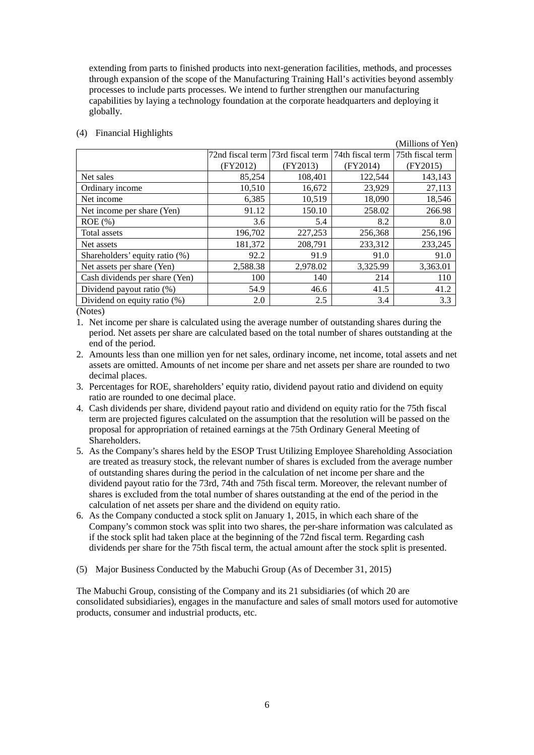extending from parts to finished products into next-generation facilities, methods, and processes through expansion of the scope of the Manufacturing Training Hall's activities beyond assembly processes to include parts processes. We intend to further strengthen our manufacturing capabilities by laying a technology foundation at the corporate headquarters and deploying it globally.

(4) Financial Highlights

(Millions of Yen)

| | 72nd fiscal term (FY2012) | 73rd fiscal term (FY2013) | 74th fiscal term (FY2014) | 75th fiscal term (FY2015) |
|---|---|---|---|---|
| Net sales | 85,254 | 108,401 | 122,544 | 143,143 |
| Ordinary income | 10,510 | 16,672 | 23,929 | 27,113 |
| Net income | 6,385 | 10,519 | 18,090 | 18,546 |
| Net income per share (Yen) | 91.12 | 150.10 | 258.02 | 266.98 |
| ROE (%) | 3.6 | 5.4 | 8.2 | 8.0 |
| Total assets | 196,702 | 227,253 | 256,368 | 256,196 |
| Net assets | 181,372 | 208,791 | 233,312 | 233,245 |
| Shareholders' equity ratio (%) | 92.2 | 91.9 | 91.0 | 91.0 |
| Net assets per share (Yen) | 2,588.38 | 2,978.02 | 3,325.99 | 3,363.01 |
| Cash dividends per share (Yen) | 100 | 140 | 214 | 110 |
| Dividend payout ratio (%) | 54.9 | 46.6 | 41.5 | 41.2 |
| Dividend on equity ratio (%) | 2.0 | 2.5 | 3.4 | 3.3 |

(Notes)

1. Net income per share is calculated using the average number of outstanding shares during the period. Net assets per share are calculated based on the total number of shares outstanding at the end of the period.
2. Amounts less than one million yen for net sales, ordinary income, net income, total assets and net assets are omitted. Amounts of net income per share and net assets per share are rounded to two decimal places.
3. Percentages for ROE, shareholders' equity ratio, dividend payout ratio and dividend on equity ratio are rounded to one decimal place.
4. Cash dividends per share, dividend payout ratio and dividend on equity ratio for the 75th fiscal term are projected figures calculated on the assumption that the resolution will be passed on the proposal for appropriation of retained earnings at the 75th Ordinary General Meeting of Shareholders.
5. As the Company's shares held by the ESOP Trust Utilizing Employee Shareholding Association are treated as treasury stock, the relevant number of shares is excluded from the average number of outstanding shares during the period in the calculation of net income per share and the dividend payout ratio for the 73rd, 74th and 75th fiscal term. Moreover, the relevant number of shares is excluded from the total number of shares outstanding at the end of the period in the calculation of net assets per share and the dividend on equity ratio.
6. As the Company conducted a stock split on January 1, 2015, in which each share of the Company's common stock was split into two shares, the per-share information was calculated as if the stock split had taken place at the beginning of the 72nd fiscal term. Regarding cash dividends per share for the 75th fiscal term, the actual amount after the stock split is presented.

(5) Major Business Conducted by the Mabuchi Group (As of December 31, 2015)

The Mabuchi Group, consisting of the Company and its 21 subsidiaries (of which 20 are consolidated subsidiaries), engages in the manufacture and sales of small motors used for automotive products, consumer and industrial products, etc.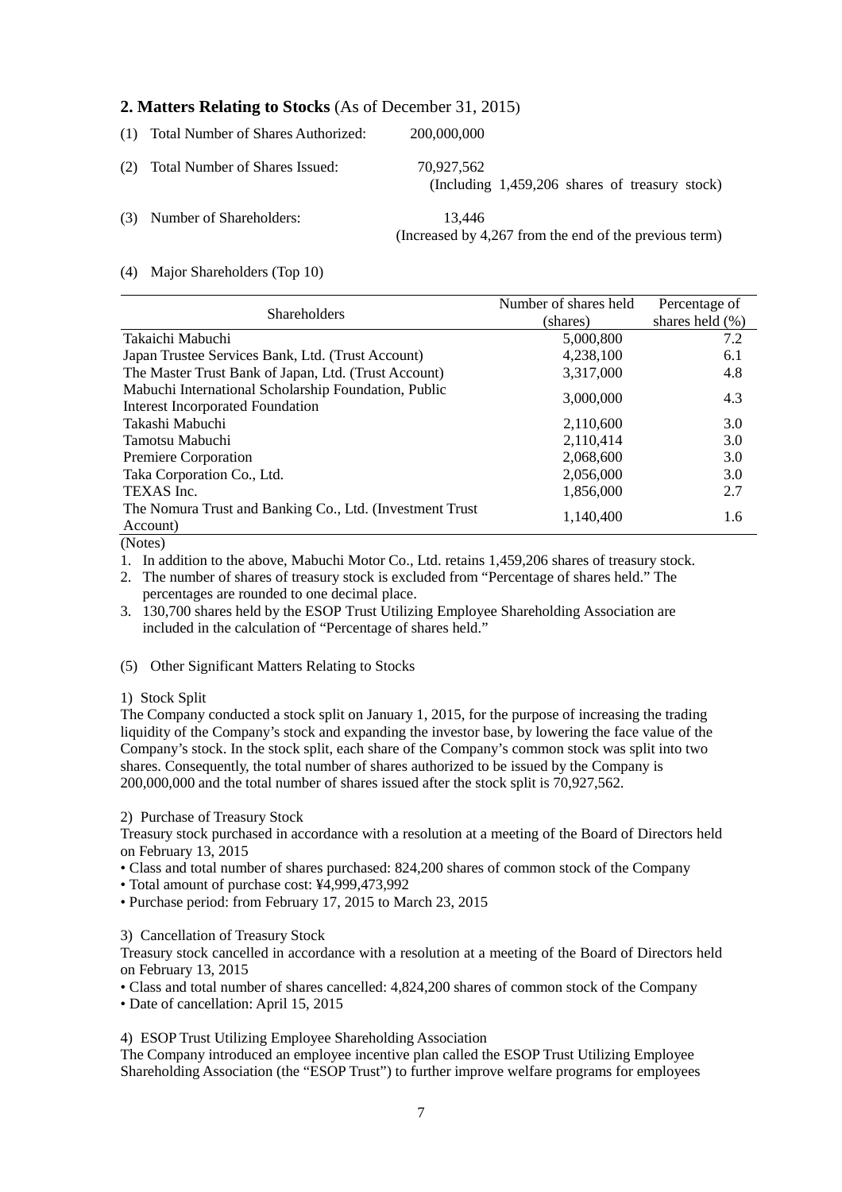## 2. Matters Relating to Stocks (As of December 31, 2015)

(1) Total Number of Shares Authorized: 200,000,000

(2) Total Number of Shares Issued: 70,927,562
(Including 1,459,206 shares of treasury stock)

(3) Number of Shareholders: 13,446
(Increased by 4,267 from the end of the previous term)

(4) Major Shareholders (Top 10)

| Shareholders | Number of shares held (shares) | Percentage of shares held (%) |
|---|---|---|
| Takaichi Mabuchi | 5,000,800 | 7.2 |
| Japan Trustee Services Bank, Ltd. (Trust Account) | 4,238,100 | 6.1 |
| The Master Trust Bank of Japan, Ltd. (Trust Account) | 3,317,000 | 4.8 |
| Mabuchi International Scholarship Foundation, Public Interest Incorporated Foundation | 3,000,000 | 4.3 |
| Takashi Mabuchi | 2,110,600 | 3.0 |
| Tamotsu Mabuchi | 2,110,414 | 3.0 |
| Premiere Corporation | 2,068,600 | 3.0 |
| Taka Corporation Co., Ltd. | 2,056,000 | 3.0 |
| TEXAS Inc. | 1,856,000 | 2.7 |
| The Nomura Trust and Banking Co., Ltd. (Investment Trust Account) | 1,140,400 | 1.6 |

(Notes)

1. In addition to the above, Mabuchi Motor Co., Ltd. retains 1,459,206 shares of treasury stock.
2. The number of shares of treasury stock is excluded from "Percentage of shares held." The percentages are rounded to one decimal place.
3. 130,700 shares held by the ESOP Trust Utilizing Employee Shareholding Association are included in the calculation of "Percentage of shares held."

(5) Other Significant Matters Relating to Stocks

1) Stock Split

The Company conducted a stock split on January 1, 2015, for the purpose of increasing the trading liquidity of the Company's stock and expanding the investor base, by lowering the face value of the Company's stock. In the stock split, each share of the Company's common stock was split into two shares. Consequently, the total number of shares authorized to be issued by the Company is 200,000,000 and the total number of shares issued after the stock split is 70,927,562.

2) Purchase of Treasury Stock

Treasury stock purchased in accordance with a resolution at a meeting of the Board of Directors held on February 13, 2015

- Class and total number of shares purchased: 824,200 shares of common stock of the Company
- Total amount of purchase cost: ¥4,999,473,992
- Purchase period: from February 17, 2015 to March 23, 2015

3) Cancellation of Treasury Stock

Treasury stock cancelled in accordance with a resolution at a meeting of the Board of Directors held on February 13, 2015

- Class and total number of shares cancelled: 4,824,200 shares of common stock of the Company
- Date of cancellation: April 15, 2015

4) ESOP Trust Utilizing Employee Shareholding Association

The Company introduced an employee incentive plan called the ESOP Trust Utilizing Employee Shareholding Association (the "ESOP Trust") to further improve welfare programs for employees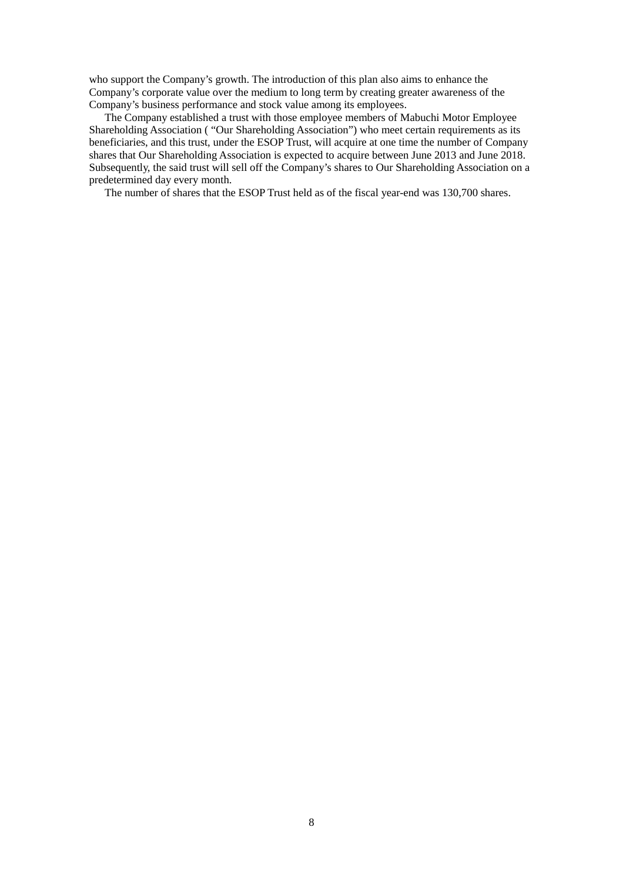who support the Company’s growth. The introduction of this plan also aims to enhance the Company’s corporate value over the medium to long term by creating greater awareness of the Company’s business performance and stock value among its employees.

The Company established a trust with those employee members of Mabuchi Motor Employee Shareholding Association ( “Our Shareholding Association”) who meet certain requirements as its beneficiaries, and this trust, under the ESOP Trust, will acquire at one time the number of Company shares that Our Shareholding Association is expected to acquire between June 2013 and June 2018. Subsequently, the said trust will sell off the Company’s shares to Our Shareholding Association on a predetermined day every month.

The number of shares that the ESOP Trust held as of the fiscal year-end was 130,700 shares.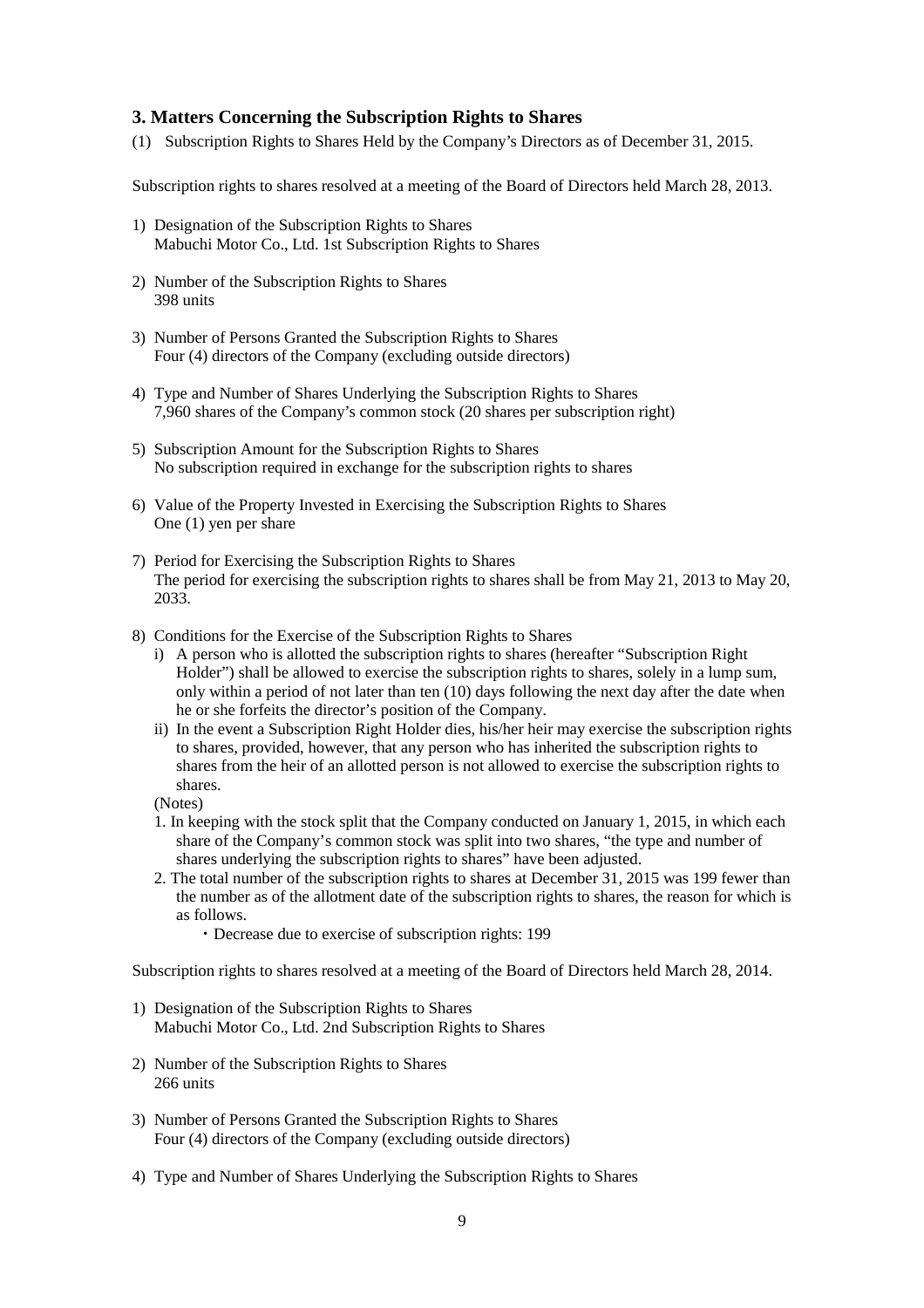## 3. Matters Concerning the Subscription Rights to Shares

(1) Subscription Rights to Shares Held by the Company's Directors as of December 31, 2015.

Subscription rights to shares resolved at a meeting of the Board of Directors held March 28, 2013.

1) Designation of the Subscription Rights to Shares
   Mabuchi Motor Co., Ltd. 1st Subscription Rights to Shares

2) Number of the Subscription Rights to Shares
   398 units

3) Number of Persons Granted the Subscription Rights to Shares
   Four (4) directors of the Company (excluding outside directors)

4) Type and Number of Shares Underlying the Subscription Rights to Shares
   7,960 shares of the Company's common stock (20 shares per subscription right)

5) Subscription Amount for the Subscription Rights to Shares
   No subscription required in exchange for the subscription rights to shares

6) Value of the Property Invested in Exercising the Subscription Rights to Shares
   One (1) yen per share

7) Period for Exercising the Subscription Rights to Shares
   The period for exercising the subscription rights to shares shall be from May 21, 2013 to May 20, 2033.

8) Conditions for the Exercise of the Subscription Rights to Shares
   i) A person who is allotted the subscription rights to shares (hereafter "Subscription Right Holder") shall be allowed to exercise the subscription rights to shares, solely in a lump sum, only within a period of not later than ten (10) days following the next day after the date when he or she forfeits the director's position of the Company.
   ii) In the event a Subscription Right Holder dies, his/her heir may exercise the subscription rights to shares, provided, however, that any person who has inherited the subscription rights to shares from the heir of an allotted person is not allowed to exercise the subscription rights to shares.

   (Notes)
   1. In keeping with the stock split that the Company conducted on January 1, 2015, in which each share of the Company's common stock was split into two shares, "the type and number of shares underlying the subscription rights to shares" have been adjusted.
   2. The total number of the subscription rights to shares at December 31, 2015 was 199 fewer than the number as of the allotment date of the subscription rights to shares, the reason for which is as follows.
      ・Decrease due to exercise of subscription rights: 199

Subscription rights to shares resolved at a meeting of the Board of Directors held March 28, 2014.

1) Designation of the Subscription Rights to Shares
   Mabuchi Motor Co., Ltd. 2nd Subscription Rights to Shares

2) Number of the Subscription Rights to Shares
   266 units

3) Number of Persons Granted the Subscription Rights to Shares
   Four (4) directors of the Company (excluding outside directors)

4) Type and Number of Shares Underlying the Subscription Rights to Shares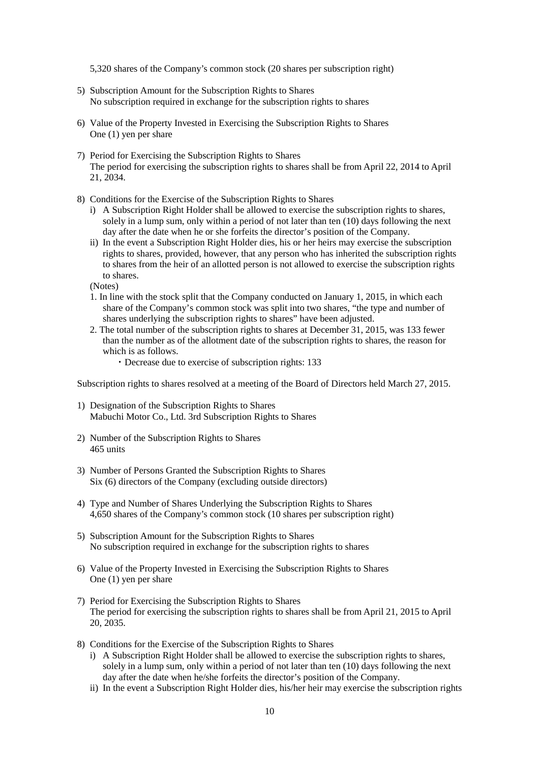5,320 shares of the Company's common stock (20 shares per subscription right)

5) Subscription Amount for the Subscription Rights to Shares
   No subscription required in exchange for the subscription rights to shares

6) Value of the Property Invested in Exercising the Subscription Rights to Shares
   One (1) yen per share

7) Period for Exercising the Subscription Rights to Shares
   The period for exercising the subscription rights to shares shall be from April 22, 2014 to April 21, 2034.

8) Conditions for the Exercise of the Subscription Rights to Shares
   i) A Subscription Right Holder shall be allowed to exercise the subscription rights to shares, solely in a lump sum, only within a period of not later than ten (10) days following the next day after the date when he or she forfeits the director's position of the Company.
   ii) In the event a Subscription Right Holder dies, his or her heirs may exercise the subscription rights to shares, provided, however, that any person who has inherited the subscription rights to shares from the heir of an allotted person is not allowed to exercise the subscription rights to shares.

   (Notes)
   1. In line with the stock split that the Company conducted on January 1, 2015, in which each share of the Company's common stock was split into two shares, "the type and number of shares underlying the subscription rights to shares" have been adjusted.
   2. The total number of the subscription rights to shares at December 31, 2015, was 133 fewer than the number as of the allotment date of the subscription rights to shares, the reason for which is as follows.
      ・Decrease due to exercise of subscription rights: 133

Subscription rights to shares resolved at a meeting of the Board of Directors held March 27, 2015.

1) Designation of the Subscription Rights to Shares
   Mabuchi Motor Co., Ltd. 3rd Subscription Rights to Shares

2) Number of the Subscription Rights to Shares
   465 units

3) Number of Persons Granted the Subscription Rights to Shares
   Six (6) directors of the Company (excluding outside directors)

4) Type and Number of Shares Underlying the Subscription Rights to Shares
   4,650 shares of the Company's common stock (10 shares per subscription right)

5) Subscription Amount for the Subscription Rights to Shares
   No subscription required in exchange for the subscription rights to shares

6) Value of the Property Invested in Exercising the Subscription Rights to Shares
   One (1) yen per share

7) Period for Exercising the Subscription Rights to Shares
   The period for exercising the subscription rights to shares shall be from April 21, 2015 to April 20, 2035.

8) Conditions for the Exercise of the Subscription Rights to Shares
   i) A Subscription Right Holder shall be allowed to exercise the subscription rights to shares, solely in a lump sum, only within a period of not later than ten (10) days following the next day after the date when he/she forfeits the director's position of the Company.
   ii) In the event a Subscription Right Holder dies, his/her heir may exercise the subscription rights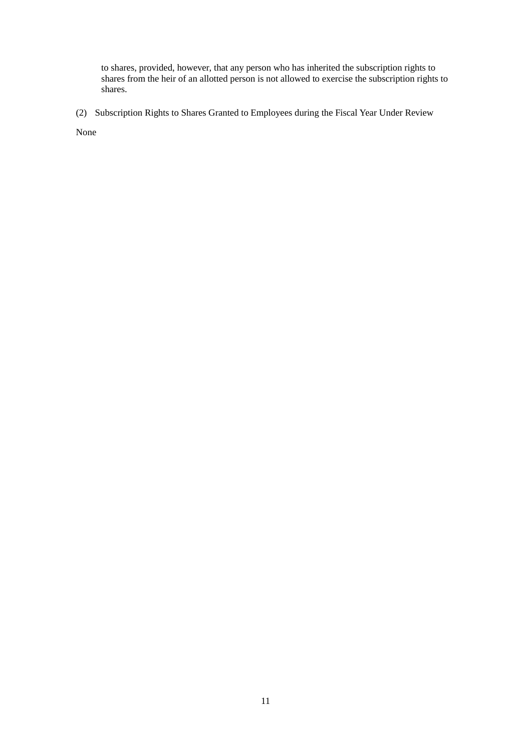to shares, provided, however, that any person who has inherited the subscription rights to shares from the heir of an allotted person is not allowed to exercise the subscription rights to shares.

(2) Subscription Rights to Shares Granted to Employees during the Fiscal Year Under Review

None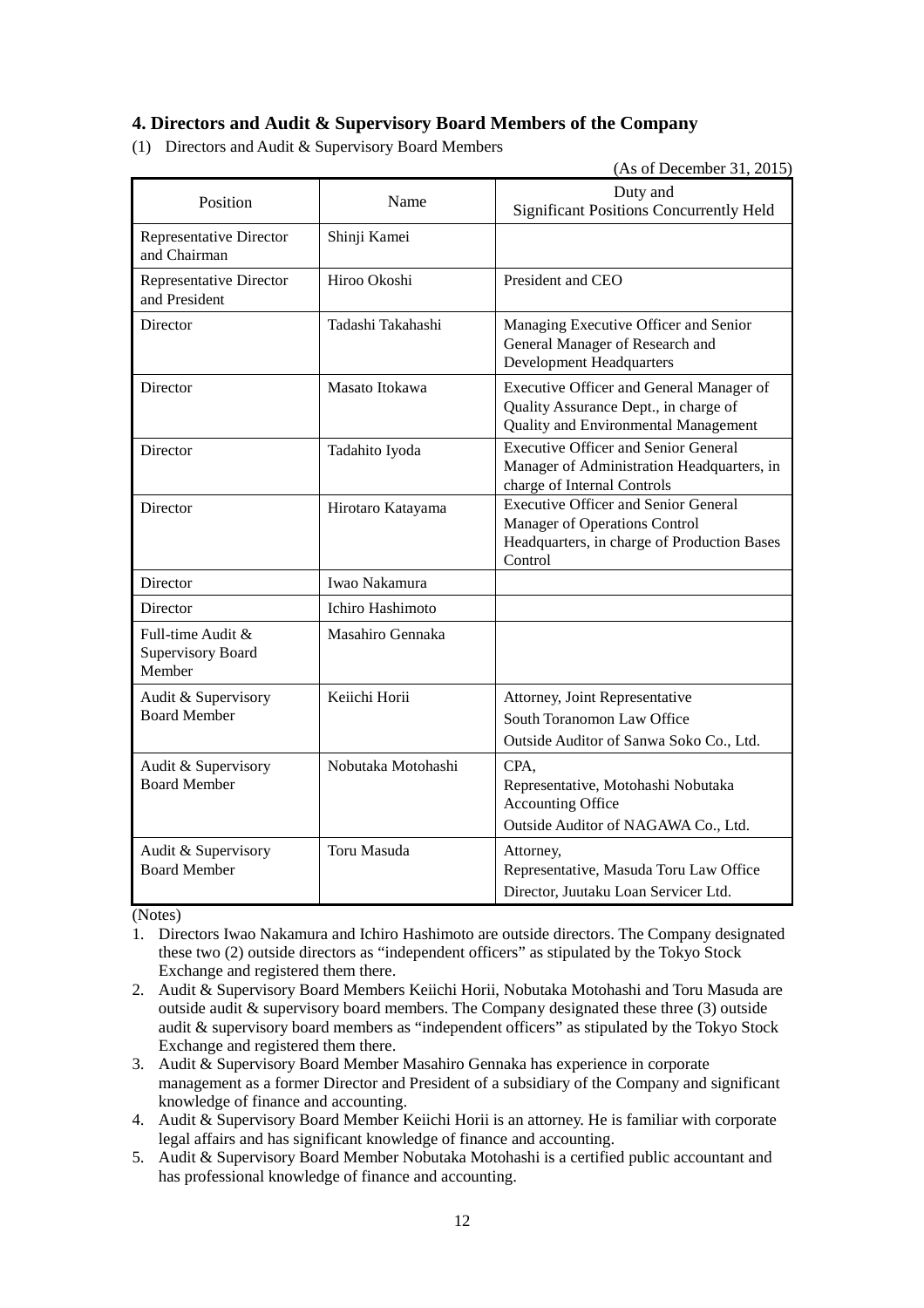## 4. Directors and Audit & Supervisory Board Members of the Company

(1) Directors and Audit & Supervisory Board Members

(As of December 31, 2015)

| Position | Name | Duty and Significant Positions Concurrently Held |
|---|---|---|
| Representative Director and Chairman | Shinji Kamei | |
| Representative Director and President | Hiroo Okoshi | President and CEO |
| Director | Tadashi Takahashi | Managing Executive Officer and Senior General Manager of Research and Development Headquarters |
| Director | Masato Itokawa | Executive Officer and General Manager of Quality Assurance Dept., in charge of Quality and Environmental Management |
| Director | Tadahito Iyoda | Executive Officer and Senior General Manager of Administration Headquarters, in charge of Internal Controls |
| Director | Hirotaro Katayama | Executive Officer and Senior General Manager of Operations Control Headquarters, in charge of Production Bases Control |
| Director | Iwao Nakamura | |
| Director | Ichiro Hashimoto | |
| Full-time Audit & Supervisory Board Member | Masahiro Gennaka | |
| Audit & Supervisory Board Member | Keiichi Horii | Attorney, Joint Representative South Toranomon Law Office<br>Outside Auditor of Sanwa Soko Co., Ltd. |
| Audit & Supervisory Board Member | Nobutaka Motohashi | CPA,<br>Representative, Motohashi Nobutaka Accounting Office<br>Outside Auditor of NAGAWA Co., Ltd. |
| Audit & Supervisory Board Member | Toru Masuda | Attorney,<br>Representative, Masuda Toru Law Office<br>Director, Juutaku Loan Servicer Ltd. |

(Notes)

1. Directors Iwao Nakamura and Ichiro Hashimoto are outside directors. The Company designated these two (2) outside directors as "independent officers" as stipulated by the Tokyo Stock Exchange and registered them there.
2. Audit & Supervisory Board Members Keiichi Horii, Nobutaka Motohashi and Toru Masuda are outside audit & supervisory board members. The Company designated these three (3) outside audit & supervisory board members as "independent officers" as stipulated by the Tokyo Stock Exchange and registered them there.
3. Audit & Supervisory Board Member Masahiro Gennaka has experience in corporate management as a former Director and President of a subsidiary of the Company and significant knowledge of finance and accounting.
4. Audit & Supervisory Board Member Keiichi Horii is an attorney. He is familiar with corporate legal affairs and has significant knowledge of finance and accounting.
5. Audit & Supervisory Board Member Nobutaka Motohashi is a certified public accountant and has professional knowledge of finance and accounting.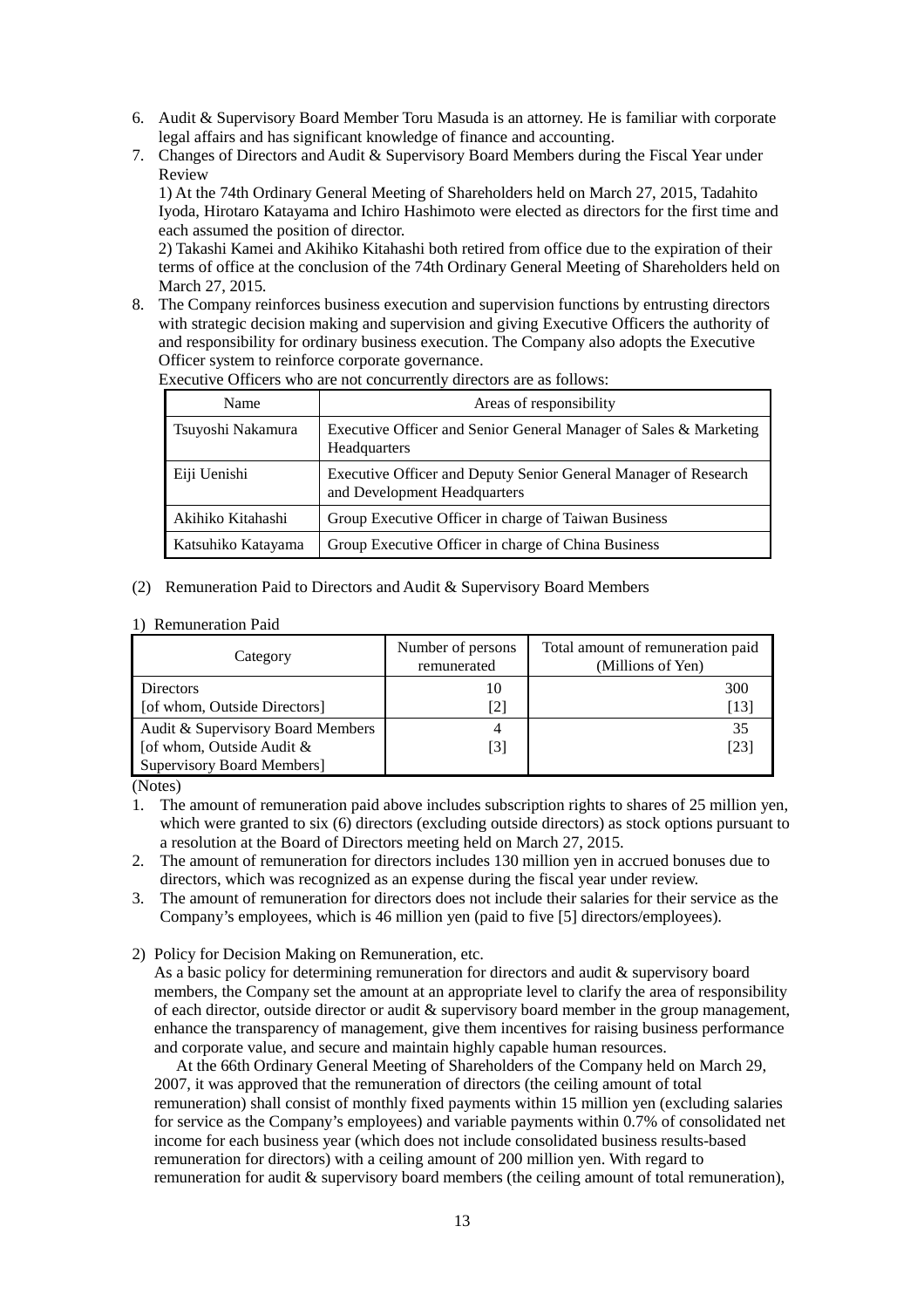6. Audit & Supervisory Board Member Toru Masuda is an attorney. He is familiar with corporate legal affairs and has significant knowledge of finance and accounting.
7. Changes of Directors and Audit & Supervisory Board Members during the Fiscal Year under Review

   1) At the 74th Ordinary General Meeting of Shareholders held on March 27, 2015, Tadahito Iyoda, Hirotaro Katayama and Ichiro Hashimoto were elected as directors for the first time and each assumed the position of director.

   2) Takashi Kamei and Akihiko Kitahashi both retired from office due to the expiration of their terms of office at the conclusion of the 74th Ordinary General Meeting of Shareholders held on March 27, 2015.
8. The Company reinforces business execution and supervision functions by entrusting directors with strategic decision making and supervision and giving Executive Officers the authority of and responsibility for ordinary business execution. The Company also adopts the Executive Officer system to reinforce corporate governance.

   Executive Officers who are not concurrently directors are as follows:

| Name | Areas of responsibility |
|---|---|
| Tsuyoshi Nakamura | Executive Officer and Senior General Manager of Sales & Marketing Headquarters |
| Eiji Uenishi | Executive Officer and Deputy Senior General Manager of Research and Development Headquarters |
| Akihiko Kitahashi | Group Executive Officer in charge of Taiwan Business |
| Katsuhiko Katayama | Group Executive Officer in charge of China Business |

(2) Remuneration Paid to Directors and Audit & Supervisory Board Members

1) Remuneration Paid

| Category | Number of persons remunerated | Total amount of remuneration paid (Millions of Yen) |
|---|---|---|
| Directors<br>[of whom, Outside Directors] | 10<br>[2] | 300<br>[13] |
| Audit & Supervisory Board Members<br>[of whom, Outside Audit & Supervisory Board Members] | 4<br>[3] | 35<br>[23] |

(Notes)

1. The amount of remuneration paid above includes subscription rights to shares of 25 million yen, which were granted to six (6) directors (excluding outside directors) as stock options pursuant to a resolution at the Board of Directors meeting held on March 27, 2015.
2. The amount of remuneration for directors includes 130 million yen in accrued bonuses due to directors, which was recognized as an expense during the fiscal year under review.
3. The amount of remuneration for directors does not include their salaries for their service as the Company's employees, which is 46 million yen (paid to five [5] directors/employees).

2) Policy for Decision Making on Remuneration, etc.

As a basic policy for determining remuneration for directors and audit & supervisory board members, the Company set the amount at an appropriate level to clarify the area of responsibility of each director, outside director or audit & supervisory board member in the group management, enhance the transparency of management, give them incentives for raising business performance and corporate value, and secure and maintain highly capable human resources.

At the 66th Ordinary General Meeting of Shareholders of the Company held on March 29, 2007, it was approved that the remuneration of directors (the ceiling amount of total remuneration) shall consist of monthly fixed payments within 15 million yen (excluding salaries for service as the Company's employees) and variable payments within 0.7% of consolidated net income for each business year (which does not include consolidated business results-based remuneration for directors) with a ceiling amount of 200 million yen. With regard to remuneration for audit & supervisory board members (the ceiling amount of total remuneration),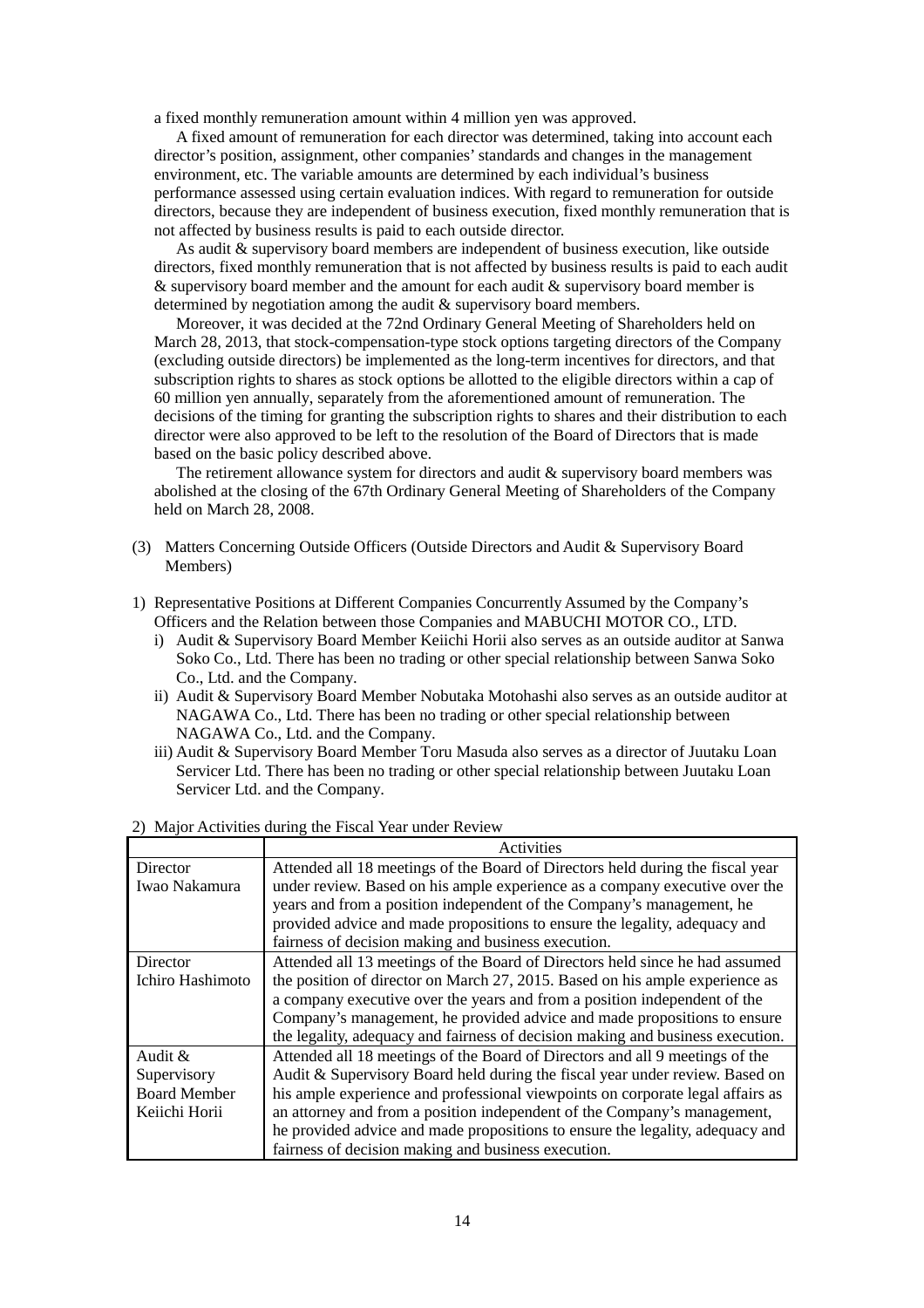a fixed monthly remuneration amount within 4 million yen was approved.

A fixed amount of remuneration for each director was determined, taking into account each director's position, assignment, other companies' standards and changes in the management environment, etc. The variable amounts are determined by each individual's business performance assessed using certain evaluation indices. With regard to remuneration for outside directors, because they are independent of business execution, fixed monthly remuneration that is not affected by business results is paid to each outside director.

As audit & supervisory board members are independent of business execution, like outside directors, fixed monthly remuneration that is not affected by business results is paid to each audit & supervisory board member and the amount for each audit & supervisory board member is determined by negotiation among the audit & supervisory board members.

Moreover, it was decided at the 72nd Ordinary General Meeting of Shareholders held on March 28, 2013, that stock-compensation-type stock options targeting directors of the Company (excluding outside directors) be implemented as the long-term incentives for directors, and that subscription rights to shares as stock options be allotted to the eligible directors within a cap of 60 million yen annually, separately from the aforementioned amount of remuneration. The decisions of the timing for granting the subscription rights to shares and their distribution to each director were also approved to be left to the resolution of the Board of Directors that is made based on the basic policy described above.

The retirement allowance system for directors and audit & supervisory board members was abolished at the closing of the 67th Ordinary General Meeting of Shareholders of the Company held on March 28, 2008.

(3) Matters Concerning Outside Officers (Outside Directors and Audit & Supervisory Board Members)

1) Representative Positions at Different Companies Concurrently Assumed by the Company's Officers and the Relation between those Companies and MABUCHI MOTOR CO., LTD.

i) Audit & Supervisory Board Member Keiichi Horii also serves as an outside auditor at Sanwa Soko Co., Ltd. There has been no trading or other special relationship between Sanwa Soko Co., Ltd. and the Company.

ii) Audit & Supervisory Board Member Nobutaka Motohashi also serves as an outside auditor at NAGAWA Co., Ltd. There has been no trading or other special relationship between NAGAWA Co., Ltd. and the Company.

iii) Audit & Supervisory Board Member Toru Masuda also serves as a director of Juutaku Loan Servicer Ltd. There has been no trading or other special relationship between Juutaku Loan Servicer Ltd. and the Company.

2) Major Activities during the Fiscal Year under Review

| | Activities |
|---|---|
| Director Iwao Nakamura | Attended all 18 meetings of the Board of Directors held during the fiscal year under review. Based on his ample experience as a company executive over the years and from a position independent of the Company's management, he provided advice and made propositions to ensure the legality, adequacy and fairness of decision making and business execution. |
| Director Ichiro Hashimoto | Attended all 13 meetings of the Board of Directors held since he had assumed the position of director on March 27, 2015. Based on his ample experience as a company executive over the years and from a position independent of the Company's management, he provided advice and made propositions to ensure the legality, adequacy and fairness of decision making and business execution. |
| Audit & Supervisory Board Member Keiichi Horii | Attended all 18 meetings of the Board of Directors and all 9 meetings of the Audit & Supervisory Board held during the fiscal year under review. Based on his ample experience and professional viewpoints on corporate legal affairs as an attorney and from a position independent of the Company's management, he provided advice and made propositions to ensure the legality, adequacy and fairness of decision making and business execution. |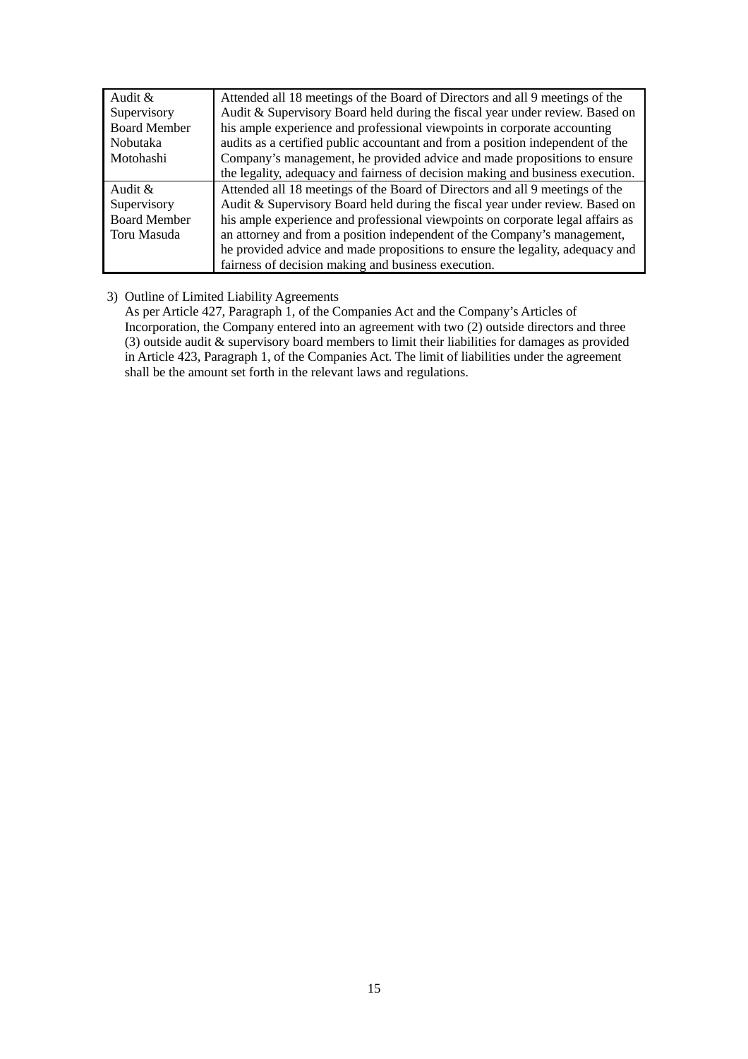| | |
|---|---|
| Audit & Supervisory Board Member Nobutaka Motohashi | Attended all 18 meetings of the Board of Directors and all 9 meetings of the Audit & Supervisory Board held during the fiscal year under review. Based on his ample experience and professional viewpoints in corporate accounting audits as a certified public accountant and from a position independent of the Company's management, he provided advice and made propositions to ensure the legality, adequacy and fairness of decision making and business execution. |
| Audit & Supervisory Board Member Toru Masuda | Attended all 18 meetings of the Board of Directors and all 9 meetings of the Audit & Supervisory Board held during the fiscal year under review. Based on his ample experience and professional viewpoints on corporate legal affairs as an attorney and from a position independent of the Company's management, he provided advice and made propositions to ensure the legality, adequacy and fairness of decision making and business execution. |

3) Outline of Limited Liability Agreements

As per Article 427, Paragraph 1, of the Companies Act and the Company's Articles of Incorporation, the Company entered into an agreement with two (2) outside directors and three (3) outside audit & supervisory board members to limit their liabilities for damages as provided in Article 423, Paragraph 1, of the Companies Act. The limit of liabilities under the agreement shall be the amount set forth in the relevant laws and regulations.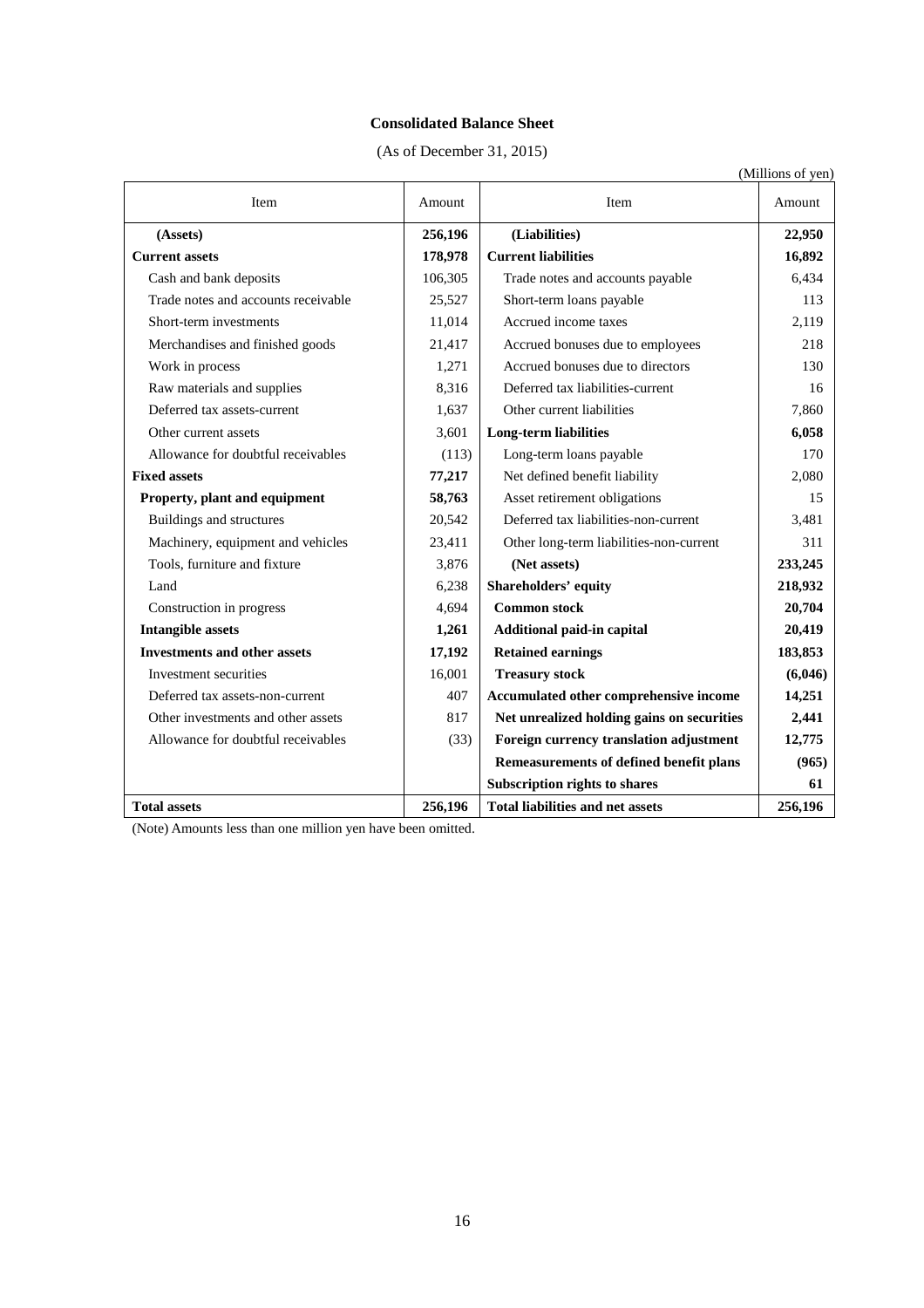**Consolidated Balance Sheet**

(As of December 31, 2015)

(Millions of yen)

| Item | Amount | Item | Amount |
|---|---|---|---|
| **(Assets)** | **256,196** | **(Liabilities)** | **22,950** |
| **Current assets** | **178,978** | **Current liabilities** | **16,892** |
| Cash and bank deposits | 106,305 | Trade notes and accounts payable | 6,434 |
| Trade notes and accounts receivable | 25,527 | Short-term loans payable | 113 |
| Short-term investments | 11,014 | Accrued income taxes | 2,119 |
| Merchandises and finished goods | 21,417 | Accrued bonuses due to employees | 218 |
| Work in process | 1,271 | Accrued bonuses due to directors | 130 |
| Raw materials and supplies | 8,316 | Deferred tax liabilities-current | 16 |
| Deferred tax assets-current | 1,637 | Other current liabilities | 7,860 |
| Other current assets | 3,601 | **Long-term liabilities** | **6,058** |
| Allowance for doubtful receivables | (113) | Long-term loans payable | 170 |
| **Fixed assets** | **77,217** | Net defined benefit liability | 2,080 |
| **Property, plant and equipment** | **58,763** | Asset retirement obligations | 15 |
| Buildings and structures | 20,542 | Deferred tax liabilities-non-current | 3,481 |
| Machinery, equipment and vehicles | 23,411 | Other long-term liabilities-non-current | 311 |
| Tools, furniture and fixture | 3,876 | **(Net assets)** | **233,245** |
| Land | 6,238 | **Shareholders' equity** | **218,932** |
| Construction in progress | 4,694 | **Common stock** | **20,704** |
| **Intangible assets** | **1,261** | **Additional paid-in capital** | **20,419** |
| **Investments and other assets** | **17,192** | **Retained earnings** | **183,853** |
| Investment securities | 16,001 | **Treasury stock** | **(6,046)** |
| Deferred tax assets-non-current | 407 | **Accumulated other comprehensive income** | **14,251** |
| Other investments and other assets | 817 | **Net unrealized holding gains on securities** | **2,441** |
| Allowance for doubtful receivables | (33) | **Foreign currency translation adjustment** | **12,775** |
| | | **Remeasurements of defined benefit plans** | **(965)** |
| | | **Subscription rights to shares** | **61** |
| **Total assets** | **256,196** | **Total liabilities and net assets** | **256,196** |

(Note) Amounts less than one million yen have been omitted.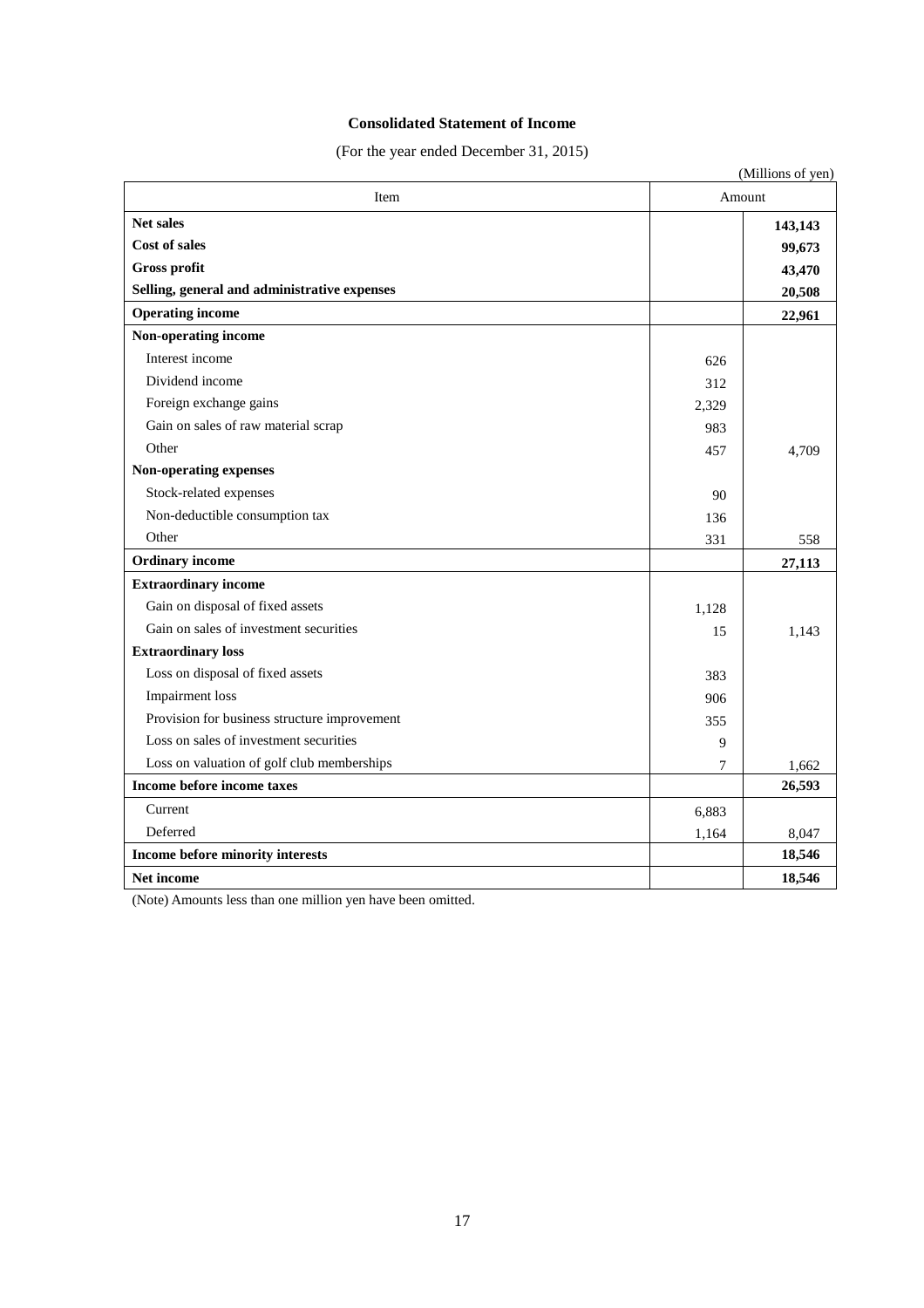# Consolidated Statement of Income

(For the year ended December 31, 2015)

(Millions of yen)

| Item | Amount | |
|---|---|---|
| **Net sales** | | **143,143** |
| **Cost of sales** | | **99,673** |
| **Gross profit** | | **43,470** |
| **Selling, general and administrative expenses** | | **20,508** |
| **Operating income** | | **22,961** |
| **Non-operating income** | | |
| Interest income | 626 | |
| Dividend income | 312 | |
| Foreign exchange gains | 2,329 | |
| Gain on sales of raw material scrap | 983 | |
| Other | 457 | 4,709 |
| **Non-operating expenses** | | |
| Stock-related expenses | 90 | |
| Non-deductible consumption tax | 136 | |
| Other | 331 | 558 |
| **Ordinary income** | | **27,113** |
| **Extraordinary income** | | |
| Gain on disposal of fixed assets | 1,128 | |
| Gain on sales of investment securities | 15 | 1,143 |
| **Extraordinary loss** | | |
| Loss on disposal of fixed assets | 383 | |
| Impairment loss | 906 | |
| Provision for business structure improvement | 355 | |
| Loss on sales of investment securities | 9 | |
| Loss on valuation of golf club memberships | 7 | 1,662 |
| **Income before income taxes** | | **26,593** |
| Current | 6,883 | |
| Deferred | 1,164 | 8,047 |
| **Income before minority interests** | | **18,546** |
| **Net income** | | **18,546** |

(Note) Amounts less than one million yen have been omitted.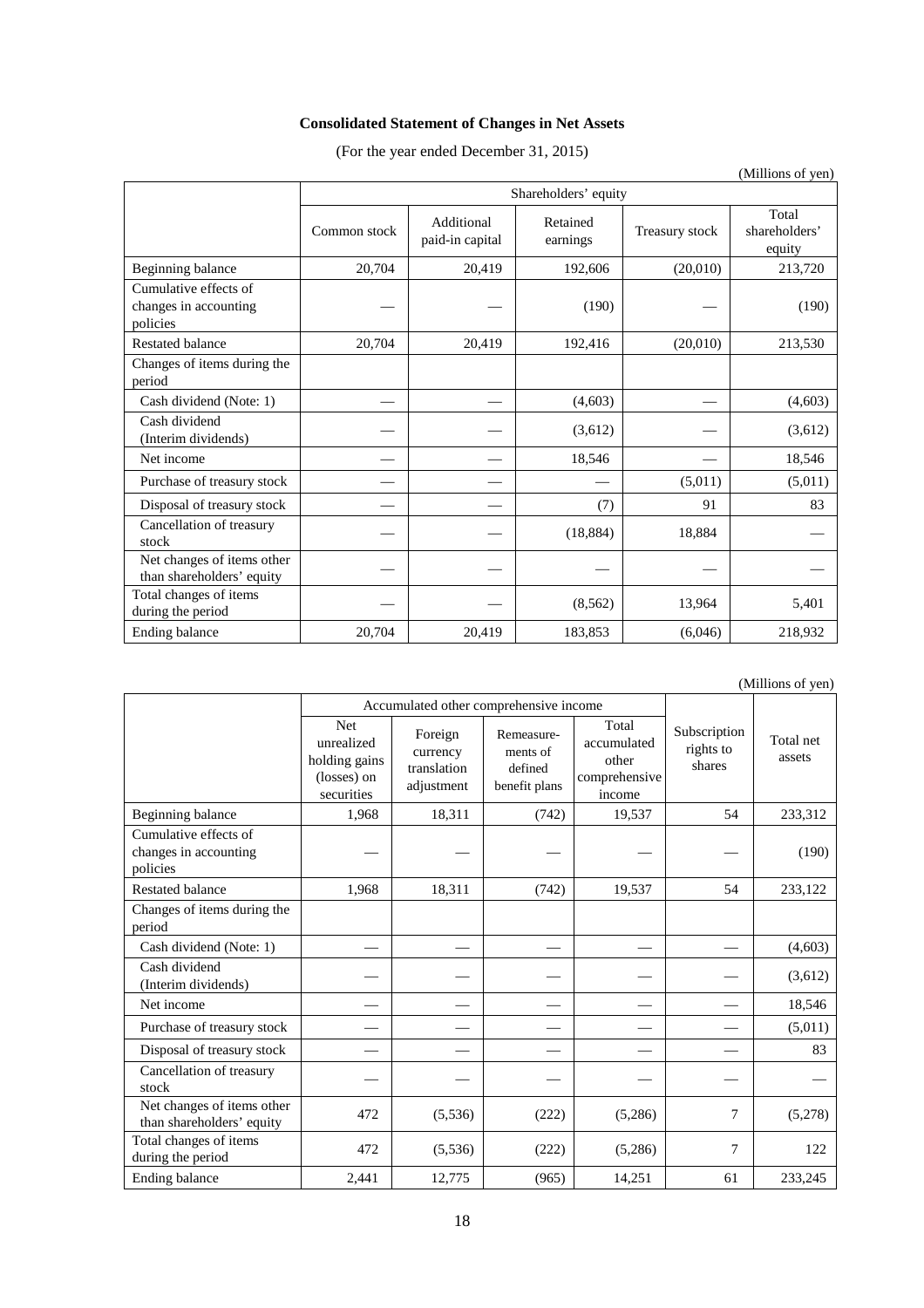**Consolidated Statement of Changes in Net Assets**

(For the year ended December 31, 2015)

(Millions of yen)

| | Shareholders' equity | | | | |
|---|---|---|---|---|---|
| | Common stock | Additional paid-in capital | Retained earnings | Treasury stock | Total shareholders' equity |
| Beginning balance | 20,704 | 20,419 | 192,606 | (20,010) | 213,720 |
| Cumulative effects of changes in accounting policies | — | — | (190) | — | (190) |
| Restated balance | 20,704 | 20,419 | 192,416 | (20,010) | 213,530 |
| Changes of items during the period | | | | | |
| Cash dividend (Note: 1) | — | — | (4,603) | — | (4,603) |
| Cash dividend (Interim dividends) | — | — | (3,612) | — | (3,612) |
| Net income | — | — | 18,546 | — | 18,546 |
| Purchase of treasury stock | — | — | — | (5,011) | (5,011) |
| Disposal of treasury stock | — | — | (7) | 91 | 83 |
| Cancellation of treasury stock | — | — | (18,884) | 18,884 | — |
| Net changes of items other than shareholders' equity | — | — | — | — | — |
| Total changes of items during the period | — | — | (8,562) | 13,964 | 5,401 |
| Ending balance | 20,704 | 20,419 | 183,853 | (6,046) | 218,932 |

(Millions of yen)

| | Accumulated other comprehensive income | | | | Subscription rights to shares | Total net assets |
|---|---|---|---|---|---|---|
| | Net unrealized holding gains (losses) on securities | Foreign currency translation adjustment | Remeasure-ments of defined benefit plans | Total accumulated other comprehensive income | | |
| Beginning balance | 1,968 | 18,311 | (742) | 19,537 | 54 | 233,312 |
| Cumulative effects of changes in accounting policies | — | — | — | — | — | (190) |
| Restated balance | 1,968 | 18,311 | (742) | 19,537 | 54 | 233,122 |
| Changes of items during the period | | | | | | |
| Cash dividend (Note: 1) | — | — | — | — | — | (4,603) |
| Cash dividend (Interim dividends) | — | — | — | — | — | (3,612) |
| Net income | — | — | — | — | — | 18,546 |
| Purchase of treasury stock | — | — | — | — | — | (5,011) |
| Disposal of treasury stock | — | — | — | — | — | 83 |
| Cancellation of treasury stock | — | — | — | — | — | — |
| Net changes of items other than shareholders' equity | 472 | (5,536) | (222) | (5,286) | 7 | (5,278) |
| Total changes of items during the period | 472 | (5,536) | (222) | (5,286) | 7 | 122 |
| Ending balance | 2,441 | 12,775 | (965) | 14,251 | 61 | 233,245 |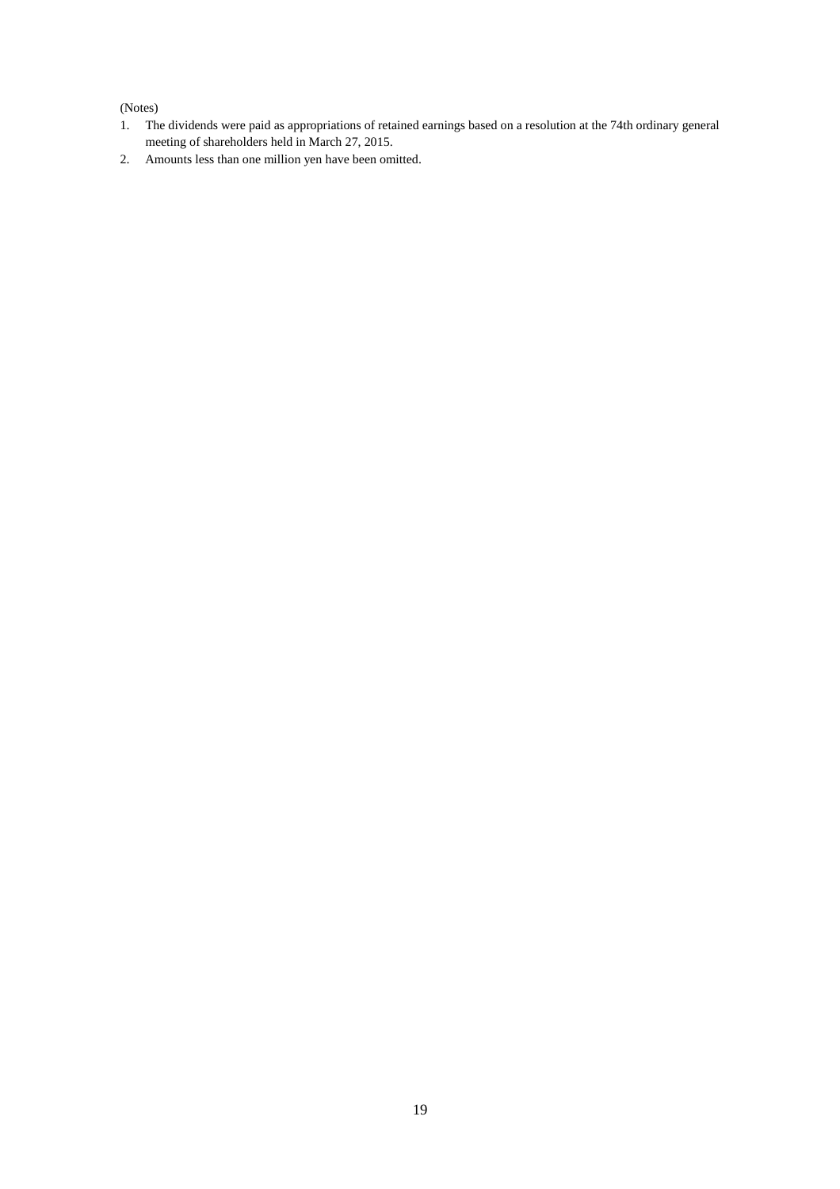(Notes)

1. The dividends were paid as appropriations of retained earnings based on a resolution at the 74th ordinary general meeting of shareholders held in March 27, 2015.
2. Amounts less than one million yen have been omitted.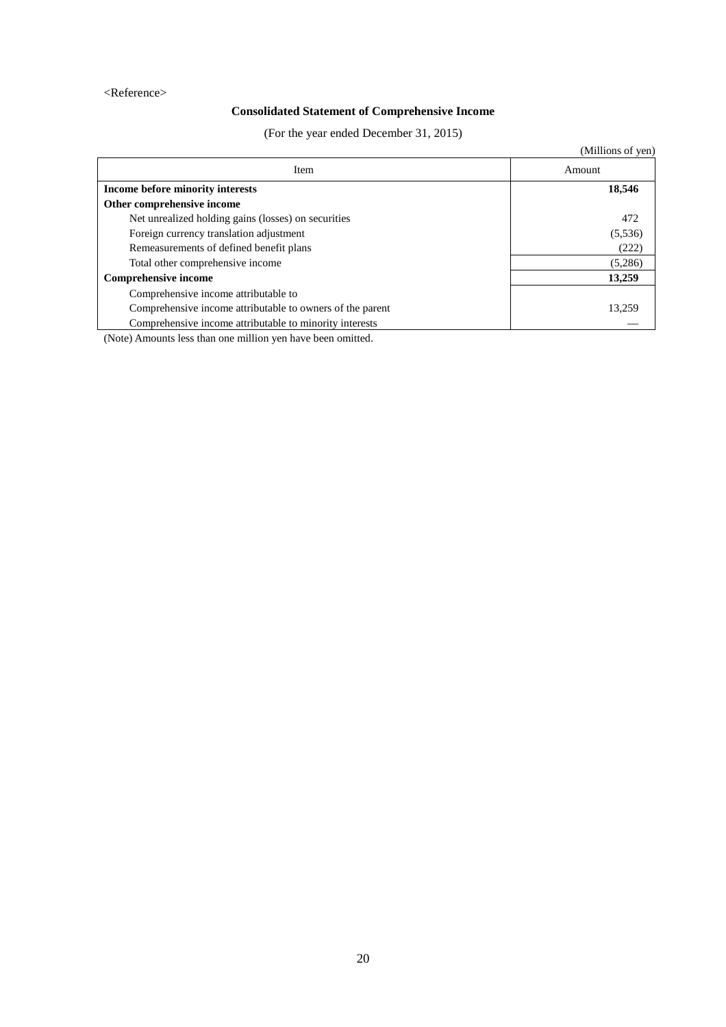<Reference>

## Consolidated Statement of Comprehensive Income

(For the year ended December 31, 2015)

(Millions of yen)

| Item | Amount |
|---|---|
| **Income before minority interests** | **18,546** |
| **Other comprehensive income** | |
| Net unrealized holding gains (losses) on securities | 472 |
| Foreign currency translation adjustment | (5,536) |
| Remeasurements of defined benefit plans | (222) |
| Total other comprehensive income | (5,286) |
| **Comprehensive income** | **13,259** |
| Comprehensive income attributable to | |
| Comprehensive income attributable to owners of the parent | 13,259 |
| Comprehensive income attributable to minority interests | — |

(Note) Amounts less than one million yen have been omitted.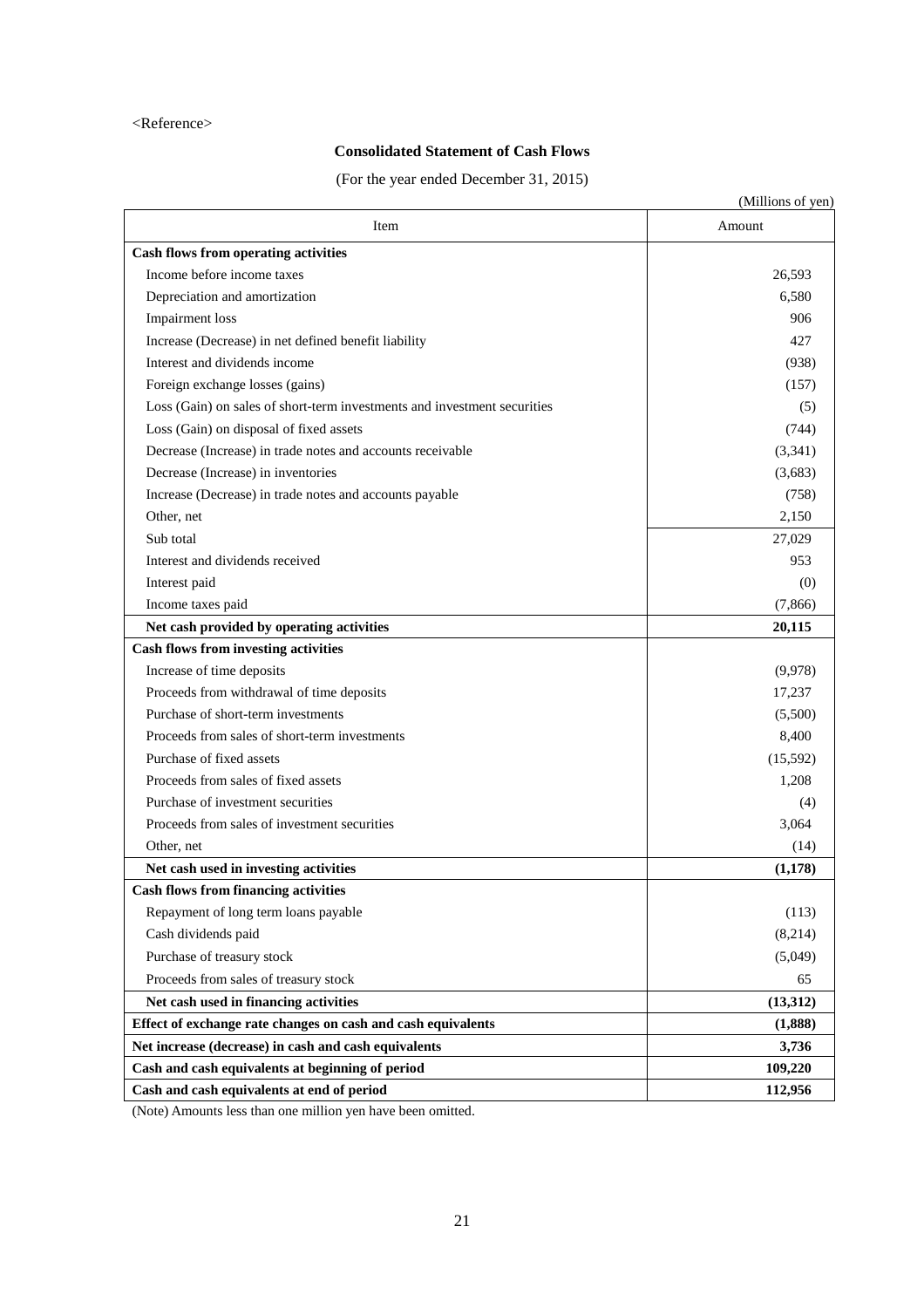<Reference>

## Consolidated Statement of Cash Flows

(For the year ended December 31, 2015)

(Millions of yen)

| Item | Amount |
|---|---|
| **Cash flows from operating activities** | |
| Income before income taxes | 26,593 |
| Depreciation and amortization | 6,580 |
| Impairment loss | 906 |
| Increase (Decrease) in net defined benefit liability | 427 |
| Interest and dividends income | (938) |
| Foreign exchange losses (gains) | (157) |
| Loss (Gain) on sales of short-term investments and investment securities | (5) |
| Loss (Gain) on disposal of fixed assets | (744) |
| Decrease (Increase) in trade notes and accounts receivable | (3,341) |
| Decrease (Increase) in inventories | (3,683) |
| Increase (Decrease) in trade notes and accounts payable | (758) |
| Other, net | 2,150 |
| Sub total | 27,029 |
| Interest and dividends received | 953 |
| Interest paid | (0) |
| Income taxes paid | (7,866) |
| **Net cash provided by operating activities** | **20,115** |
| **Cash flows from investing activities** | |
| Increase of time deposits | (9,978) |
| Proceeds from withdrawal of time deposits | 17,237 |
| Purchase of short-term investments | (5,500) |
| Proceeds from sales of short-term investments | 8,400 |
| Purchase of fixed assets | (15,592) |
| Proceeds from sales of fixed assets | 1,208 |
| Purchase of investment securities | (4) |
| Proceeds from sales of investment securities | 3,064 |
| Other, net | (14) |
| **Net cash used in investing activities** | **(1,178)** |
| **Cash flows from financing activities** | |
| Repayment of long term loans payable | (113) |
| Cash dividends paid | (8,214) |
| Purchase of treasury stock | (5,049) |
| Proceeds from sales of treasury stock | 65 |
| **Net cash used in financing activities** | **(13,312)** |
| **Effect of exchange rate changes on cash and cash equivalents** | **(1,888)** |
| **Net increase (decrease) in cash and cash equivalents** | **3,736** |
| **Cash and cash equivalents at beginning of period** | **109,220** |
| **Cash and cash equivalents at end of period** | **112,956** |

(Note) Amounts less than one million yen have been omitted.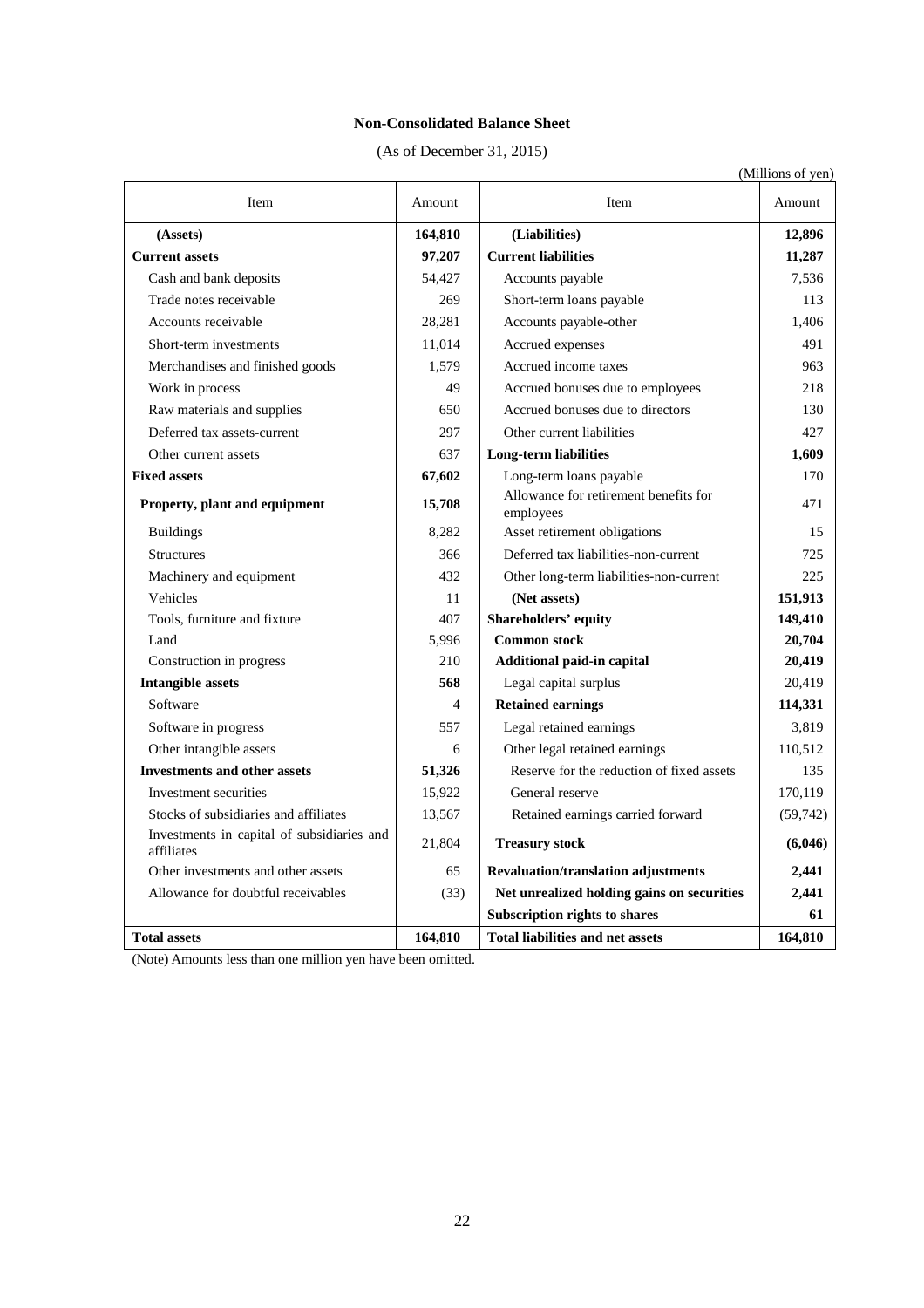**Non-Consolidated Balance Sheet**

(As of December 31, 2015)

(Millions of yen)

| Item | Amount | Item | Amount |
|---|---|---|---|
| **(Assets)** | **164,810** | **(Liabilities)** | **12,896** |
| **Current assets** | **97,207** | **Current liabilities** | **11,287** |
| Cash and bank deposits | 54,427 | Accounts payable | 7,536 |
| Trade notes receivable | 269 | Short-term loans payable | 113 |
| Accounts receivable | 28,281 | Accounts payable-other | 1,406 |
| Short-term investments | 11,014 | Accrued expenses | 491 |
| Merchandises and finished goods | 1,579 | Accrued income taxes | 963 |
| Work in process | 49 | Accrued bonuses due to employees | 218 |
| Raw materials and supplies | 650 | Accrued bonuses due to directors | 130 |
| Deferred tax assets-current | 297 | Other current liabilities | 427 |
| Other current assets | 637 | **Long-term liabilities** | **1,609** |
| **Fixed assets** | **67,602** | Long-term loans payable | 170 |
| **Property, plant and equipment** | **15,708** | Allowance for retirement benefits for employees | 471 |
| Buildings | 8,282 | Asset retirement obligations | 15 |
| Structures | 366 | Deferred tax liabilities-non-current | 725 |
| Machinery and equipment | 432 | Other long-term liabilities-non-current | 225 |
| Vehicles | 11 | **(Net assets)** | **151,913** |
| Tools, furniture and fixture | 407 | **Shareholders' equity** | **149,410** |
| Land | 5,996 | **Common stock** | **20,704** |
| Construction in progress | 210 | **Additional paid-in capital** | **20,419** |
| **Intangible assets** | **568** | Legal capital surplus | 20,419 |
| Software | 4 | **Retained earnings** | **114,331** |
| Software in progress | 557 | Legal retained earnings | 3,819 |
| Other intangible assets | 6 | Other legal retained earnings | 110,512 |
| **Investments and other assets** | **51,326** | Reserve for the reduction of fixed assets | 135 |
| Investment securities | 15,922 | General reserve | 170,119 |
| Stocks of subsidiaries and affiliates | 13,567 | Retained earnings carried forward | (59,742) |
| Investments in capital of subsidiaries and affiliates | 21,804 | **Treasury stock** | **(6,046)** |
| Other investments and other assets | 65 | **Revaluation/translation adjustments** | **2,441** |
| Allowance for doubtful receivables | (33) | **Net unrealized holding gains on securities** | **2,441** |
| | | **Subscription rights to shares** | **61** |
| **Total assets** | **164,810** | **Total liabilities and net assets** | **164,810** |

(Note) Amounts less than one million yen have been omitted.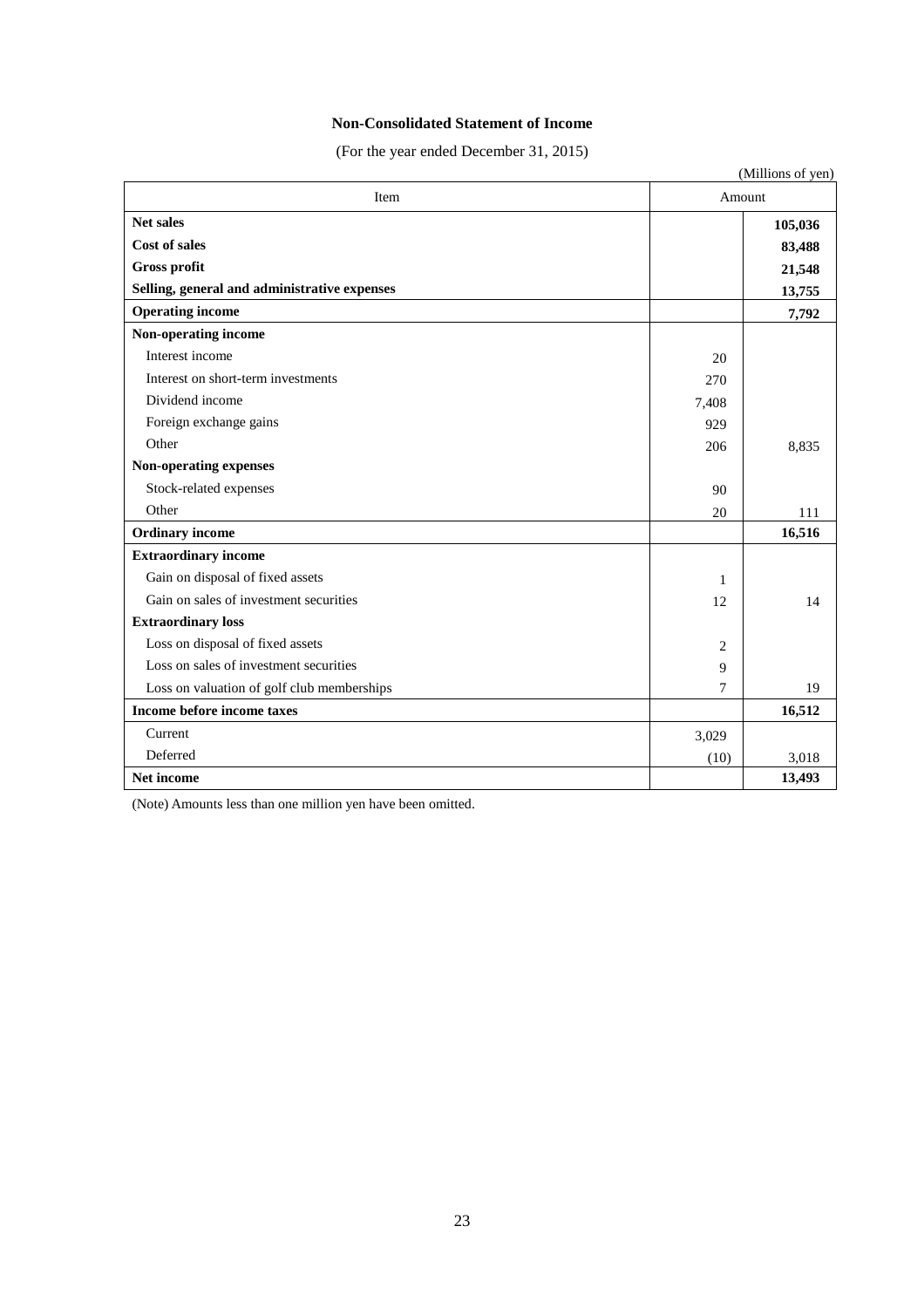**Non-Consolidated Statement of Income**

(For the year ended December 31, 2015)

(Millions of yen)

| Item | Amount | |
|---|---|---|
| **Net sales** | | **105,036** |
| **Cost of sales** | | **83,488** |
| **Gross profit** | | **21,548** |
| **Selling, general and administrative expenses** | | **13,755** |
| **Operating income** | | **7,792** |
| **Non-operating income** | | |
| Interest income | 20 | |
| Interest on short-term investments | 270 | |
| Dividend income | 7,408 | |
| Foreign exchange gains | 929 | |
| Other | 206 | 8,835 |
| **Non-operating expenses** | | |
| Stock-related expenses | 90 | |
| Other | 20 | 111 |
| **Ordinary income** | | **16,516** |
| **Extraordinary income** | | |
| Gain on disposal of fixed assets | 1 | |
| Gain on sales of investment securities | 12 | 14 |
| **Extraordinary loss** | | |
| Loss on disposal of fixed assets | 2 | |
| Loss on sales of investment securities | 9 | |
| Loss on valuation of golf club memberships | 7 | 19 |
| **Income before income taxes** | | **16,512** |
| Current | 3,029 | |
| Deferred | (10) | 3,018 |
| **Net income** | | **13,493** |

(Note) Amounts less than one million yen have been omitted.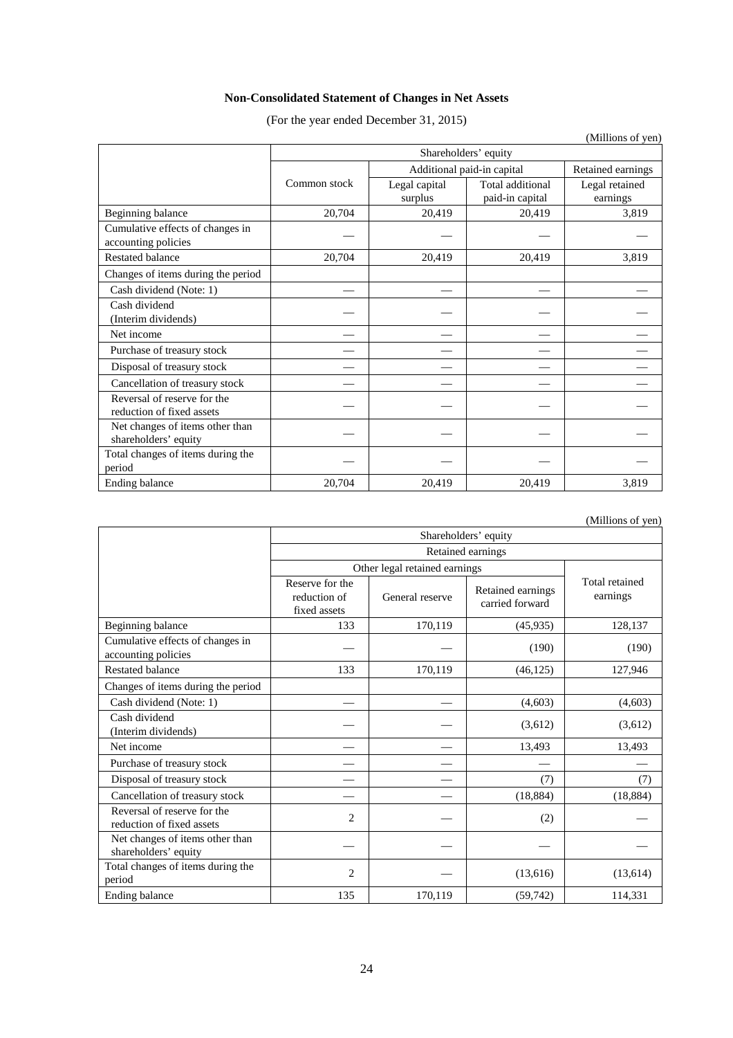**Non-Consolidated Statement of Changes in Net Assets**

(For the year ended December 31, 2015)

(Millions of yen)

| | Shareholders' equity | | | |
|---|---|---|---|---|
| | Common stock | Additional paid-in capital | | Retained earnings |
| | | Legal capital surplus | Total additional paid-in capital | Legal retained earnings |
| Beginning balance | 20,704 | 20,419 | 20,419 | 3,819 |
| Cumulative effects of changes in accounting policies | — | — | — | — |
| Restated balance | 20,704 | 20,419 | 20,419 | 3,819 |
| Changes of items during the period | | | | |
| Cash dividend (Note: 1) | — | — | — | — |
| Cash dividend (Interim dividends) | — | — | — | — |
| Net income | — | — | — | — |
| Purchase of treasury stock | — | — | — | — |
| Disposal of treasury stock | — | — | — | — |
| Cancellation of treasury stock | — | — | — | — |
| Reversal of reserve for the reduction of fixed assets | — | — | — | — |
| Net changes of items other than shareholders' equity | — | — | — | — |
| Total changes of items during the period | — | — | — | — |
| Ending balance | 20,704 | 20,419 | 20,419 | 3,819 |

(Millions of yen)

| | Shareholders' equity | | | |
|---|---|---|---|---|
| | Retained earnings | | | |
| | Other legal retained earnings | | | Total retained earnings |
| | Reserve for the reduction of fixed assets | General reserve | Retained earnings carried forward | |
| Beginning balance | 133 | 170,119 | (45,935) | 128,137 |
| Cumulative effects of changes in accounting policies | — | — | (190) | (190) |
| Restated balance | 133 | 170,119 | (46,125) | 127,946 |
| Changes of items during the period | | | | |
| Cash dividend (Note: 1) | — | — | (4,603) | (4,603) |
| Cash dividend (Interim dividends) | — | — | (3,612) | (3,612) |
| Net income | — | — | 13,493 | 13,493 |
| Purchase of treasury stock | — | — | — | — |
| Disposal of treasury stock | — | — | (7) | (7) |
| Cancellation of treasury stock | — | — | (18,884) | (18,884) |
| Reversal of reserve for the reduction of fixed assets | 2 | — | (2) | — |
| Net changes of items other than shareholders' equity | — | — | — | — |
| Total changes of items during the period | 2 | — | (13,616) | (13,614) |
| Ending balance | 135 | 170,119 | (59,742) | 114,331 |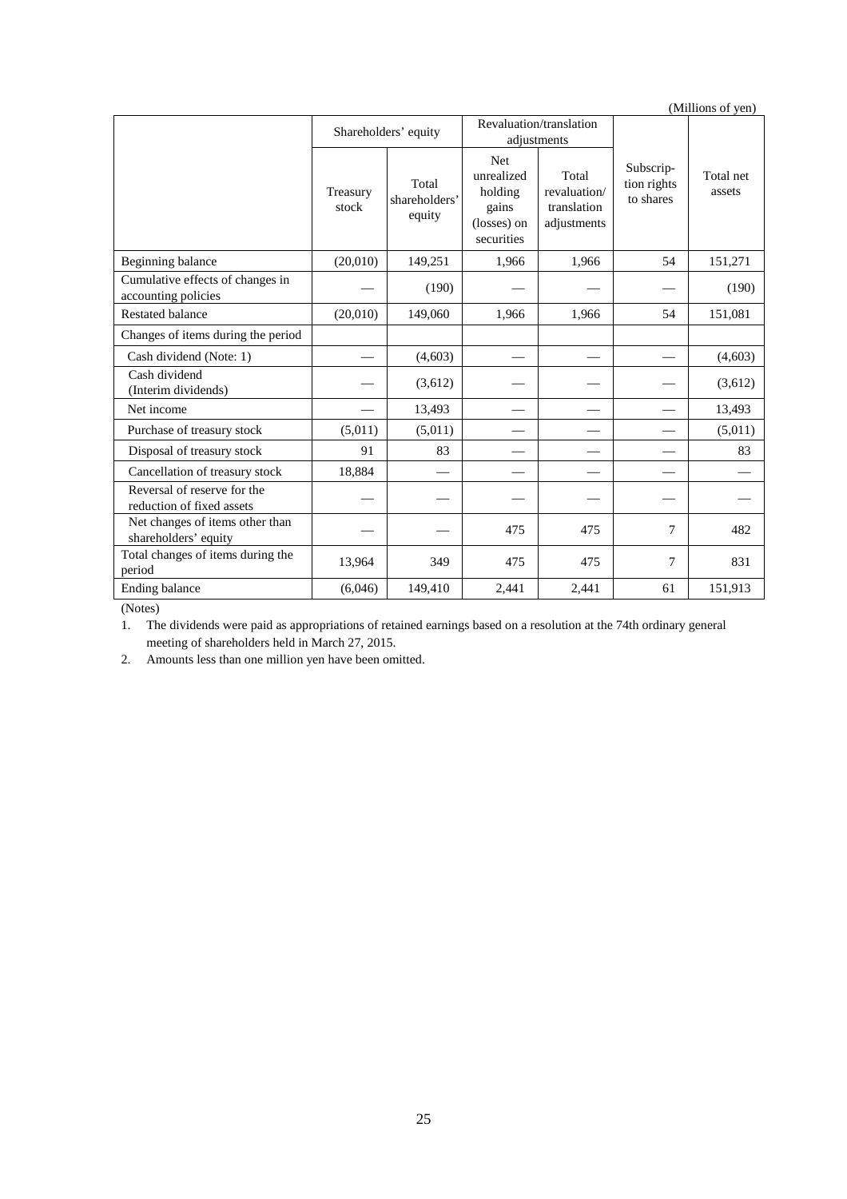(Millions of yen)

| | Shareholders' equity | | Revaluation/translation adjustments | | Subscrip-tion rights to shares | Total net assets |
|---|---|---|---|---|---|---|
| | Treasury stock | Total shareholders' equity | Net unrealized holding gains (losses) on securities | Total revaluation/ translation adjustments | | |
| Beginning balance | (20,010) | 149,251 | 1,966 | 1,966 | 54 | 151,271 |
| Cumulative effects of changes in accounting policies | — | (190) | — | — | — | (190) |
| Restated balance | (20,010) | 149,060 | 1,966 | 1,966 | 54 | 151,081 |
| Changes of items during the period | | | | | | |
| Cash dividend (Note: 1) | — | (4,603) | — | — | — | (4,603) |
| Cash dividend (Interim dividends) | — | (3,612) | — | — | — | (3,612) |
| Net income | — | 13,493 | — | — | — | 13,493 |
| Purchase of treasury stock | (5,011) | (5,011) | — | — | — | (5,011) |
| Disposal of treasury stock | 91 | 83 | — | — | — | 83 |
| Cancellation of treasury stock | 18,884 | — | — | — | — | — |
| Reversal of reserve for the reduction of fixed assets | — | — | — | — | — | — |
| Net changes of items other than shareholders' equity | — | — | 475 | 475 | 7 | 482 |
| Total changes of items during the period | 13,964 | 349 | 475 | 475 | 7 | 831 |
| Ending balance | (6,046) | 149,410 | 2,441 | 2,441 | 61 | 151,913 |

(Notes)

1. The dividends were paid as appropriations of retained earnings based on a resolution at the 74th ordinary general meeting of shareholders held in March 27, 2015.
2. Amounts less than one million yen have been omitted.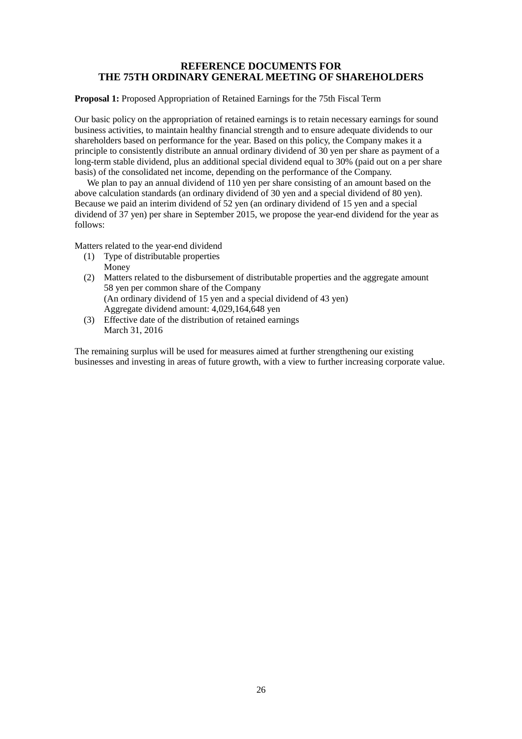# REFERENCE DOCUMENTS FOR THE 75TH ORDINARY GENERAL MEETING OF SHAREHOLDERS

**Proposal 1:** Proposed Appropriation of Retained Earnings for the 75th Fiscal Term

Our basic policy on the appropriation of retained earnings is to retain necessary earnings for sound business activities, to maintain healthy financial strength and to ensure adequate dividends to our shareholders based on performance for the year. Based on this policy, the Company makes it a principle to consistently distribute an annual ordinary dividend of 30 yen per share as payment of a long-term stable dividend, plus an additional special dividend equal to 30% (paid out on a per share basis) of the consolidated net income, depending on the performance of the Company.

We plan to pay an annual dividend of 110 yen per share consisting of an amount based on the above calculation standards (an ordinary dividend of 30 yen and a special dividend of 80 yen). Because we paid an interim dividend of 52 yen (an ordinary dividend of 15 yen and a special dividend of 37 yen) per share in September 2015, we propose the year-end dividend for the year as follows:

Matters related to the year-end dividend

(1) Type of distributable properties
    Money
(2) Matters related to the disbursement of distributable properties and the aggregate amount
    58 yen per common share of the Company
    (An ordinary dividend of 15 yen and a special dividend of 43 yen)
    Aggregate dividend amount: 4,029,164,648 yen
(3) Effective date of the distribution of retained earnings
    March 31, 2016

The remaining surplus will be used for measures aimed at further strengthening our existing businesses and investing in areas of future growth, with a view to further increasing corporate value.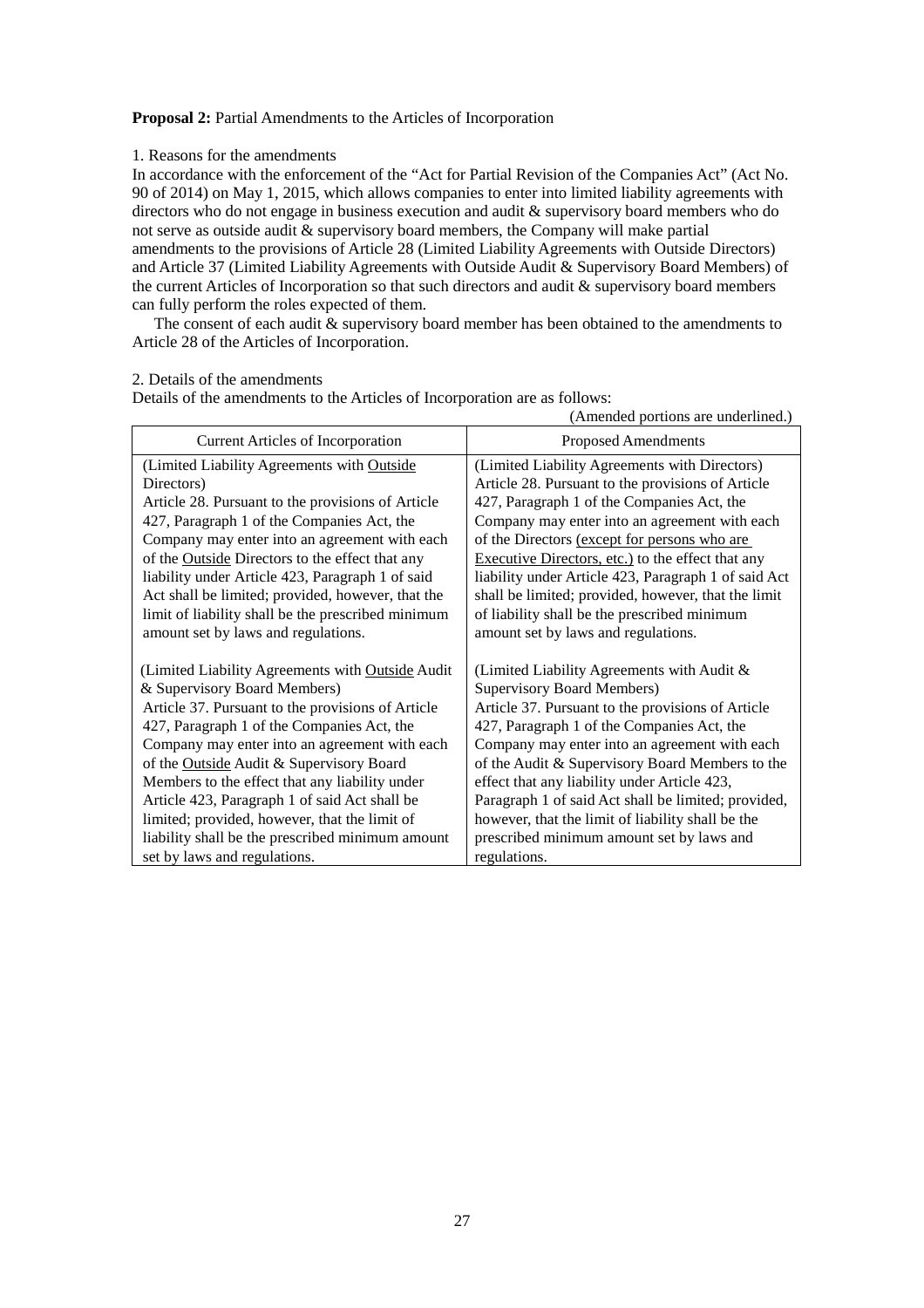**Proposal 2:** Partial Amendments to the Articles of Incorporation

1. Reasons for the amendments

In accordance with the enforcement of the "Act for Partial Revision of the Companies Act" (Act No. 90 of 2014) on May 1, 2015, which allows companies to enter into limited liability agreements with directors who do not engage in business execution and audit & supervisory board members who do not serve as outside audit & supervisory board members, the Company will make partial amendments to the provisions of Article 28 (Limited Liability Agreements with Outside Directors) and Article 37 (Limited Liability Agreements with Outside Audit & Supervisory Board Members) of the current Articles of Incorporation so that such directors and audit & supervisory board members can fully perform the roles expected of them.

The consent of each audit & supervisory board member has been obtained to the amendments to Article 28 of the Articles of Incorporation.

2. Details of the amendments

Details of the amendments to the Articles of Incorporation are as follows:

(Amended portions are underlined.)

| Current Articles of Incorporation | Proposed Amendments |
|---|---|
| (Limited Liability Agreements with <u>Outside</u> Directors)<br>Article 28. Pursuant to the provisions of Article 427, Paragraph 1 of the Companies Act, the Company may enter into an agreement with each of the <u>Outside</u> Directors to the effect that any liability under Article 423, Paragraph 1 of said Act shall be limited; provided, however, that the limit of liability shall be the prescribed minimum amount set by laws and regulations. | (Limited Liability Agreements with Directors)<br>Article 28. Pursuant to the provisions of Article 427, Paragraph 1 of the Companies Act, the Company may enter into an agreement with each of the Directors <u>(except for persons who are Executive Directors, etc.)</u> to the effect that any liability under Article 423, Paragraph 1 of said Act shall be limited; provided, however, that the limit of liability shall be the prescribed minimum amount set by laws and regulations. |
| (Limited Liability Agreements with <u>Outside</u> Audit & Supervisory Board Members)<br>Article 37. Pursuant to the provisions of Article 427, Paragraph 1 of the Companies Act, the Company may enter into an agreement with each of the <u>Outside</u> Audit & Supervisory Board Members to the effect that any liability under Article 423, Paragraph 1 of said Act shall be limited; provided, however, that the limit of liability shall be the prescribed minimum amount set by laws and regulations. | (Limited Liability Agreements with Audit & Supervisory Board Members)<br>Article 37. Pursuant to the provisions of Article 427, Paragraph 1 of the Companies Act, the Company may enter into an agreement with each of the Audit & Supervisory Board Members to the effect that any liability under Article 423, Paragraph 1 of said Act shall be limited; provided, however, that the limit of liability shall be the prescribed minimum amount set by laws and regulations. |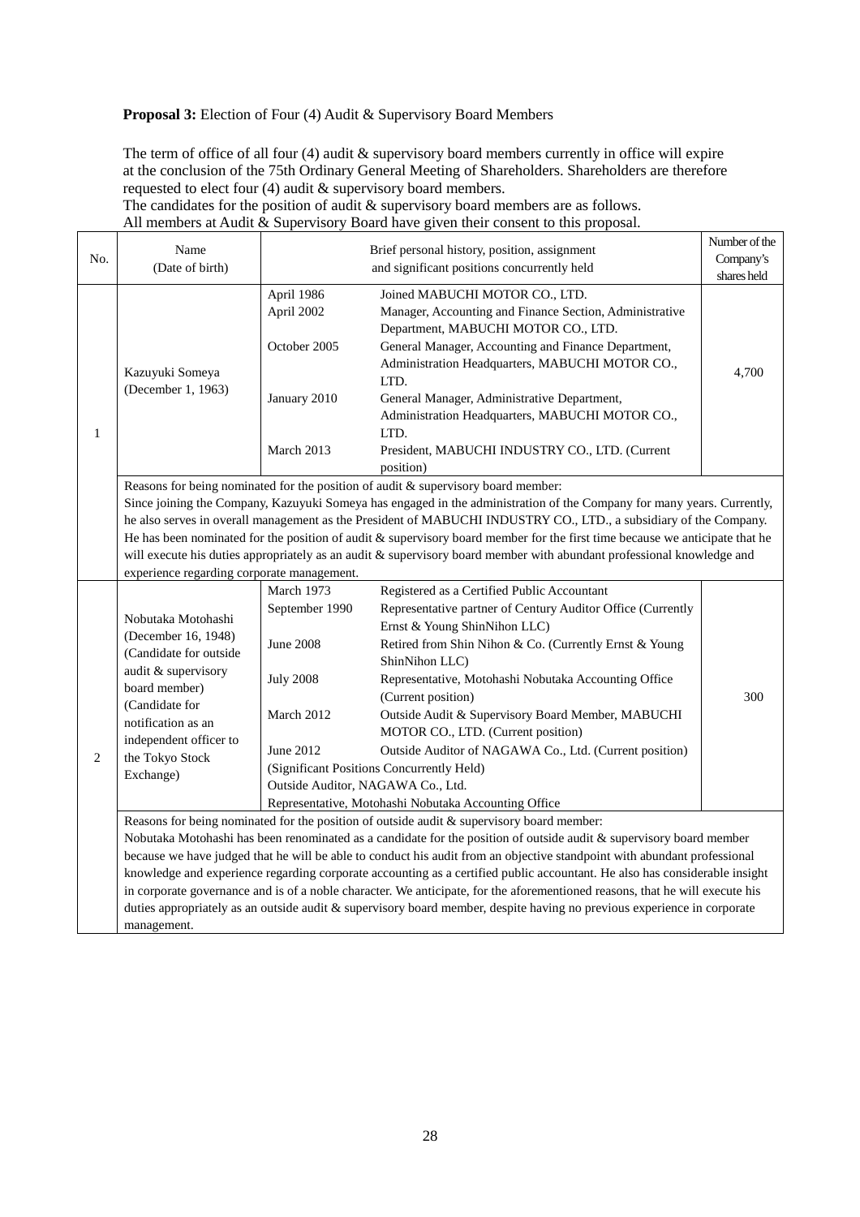**Proposal 3:** Election of Four (4) Audit & Supervisory Board Members

The term of office of all four (4) audit & supervisory board members currently in office will expire at the conclusion of the 75th Ordinary General Meeting of Shareholders. Shareholders are therefore requested to elect four (4) audit & supervisory board members.
The candidates for the position of audit & supervisory board members are as follows.
All members at Audit & Supervisory Board have given their consent to this proposal.

| No. | Name (Date of birth) | Brief personal history, position, assignment and significant positions concurrently held | | Number of the Company's shares held |
|---|---|---|---|---|
| 1 | Kazuyuki Someya (December 1, 1963) | April 1986 | Joined MABUCHI MOTOR CO., LTD. | 4,700 |
| | | April 2002 | Manager, Accounting and Finance Section, Administrative Department, MABUCHI MOTOR CO., LTD. | |
| | | October 2005 | General Manager, Accounting and Finance Department, Administration Headquarters, MABUCHI MOTOR CO., LTD. | |
| | | January 2010 | General Manager, Administrative Department, Administration Headquarters, MABUCHI MOTOR CO., LTD. | |
| | | March 2013 | President, MABUCHI INDUSTRY CO., LTD. (Current position) | |
| | Reasons for being nominated for the position of audit & supervisory board member:<br>Since joining the Company, Kazuyuki Someya has engaged in the administration of the Company for many years. Currently, he also serves in overall management as the President of MABUCHI INDUSTRY CO., LTD., a subsidiary of the Company. He has been nominated for the position of audit & supervisory board member for the first time because we anticipate that he will execute his duties appropriately as an audit & supervisory board member with abundant professional knowledge and experience regarding corporate management. | | | |
| 2 | Nobutaka Motohashi (December 16, 1948) (Candidate for outside audit & supervisory board member) (Candidate for notification as an independent officer to the Tokyo Stock Exchange) | March 1973 | Registered as a Certified Public Accountant | 300 |
| | | September 1990 | Representative partner of Century Auditor Office (Currently Ernst & Young ShinNihon LLC) | |
| | | June 2008 | Retired from Shin Nihon & Co. (Currently Ernst & Young ShinNihon LLC) | |
| | | July 2008 | Representative, Motohashi Nobutaka Accounting Office (Current position) | |
| | | March 2012 | Outside Audit & Supervisory Board Member, MABUCHI MOTOR CO., LTD. (Current position) | |
| | | June 2012 | Outside Auditor of NAGAWA Co., Ltd. (Current position) | |
| | | (Significant Positions Concurrently Held)<br>Outside Auditor, NAGAWA Co., Ltd.<br>Representative, Motohashi Nobutaka Accounting Office | | |
| | Reasons for being nominated for the position of outside audit & supervisory board member:<br>Nobutaka Motohashi has been renominated as a candidate for the position of outside audit & supervisory board member because we have judged that he will be able to conduct his audit from an objective standpoint with abundant professional knowledge and experience regarding corporate accounting as a certified public accountant. He also has considerable insight in corporate governance and is of a noble character. We anticipate, for the aforementioned reasons, that he will execute his duties appropriately as an outside audit & supervisory board member, despite having no previous experience in corporate management. | | | |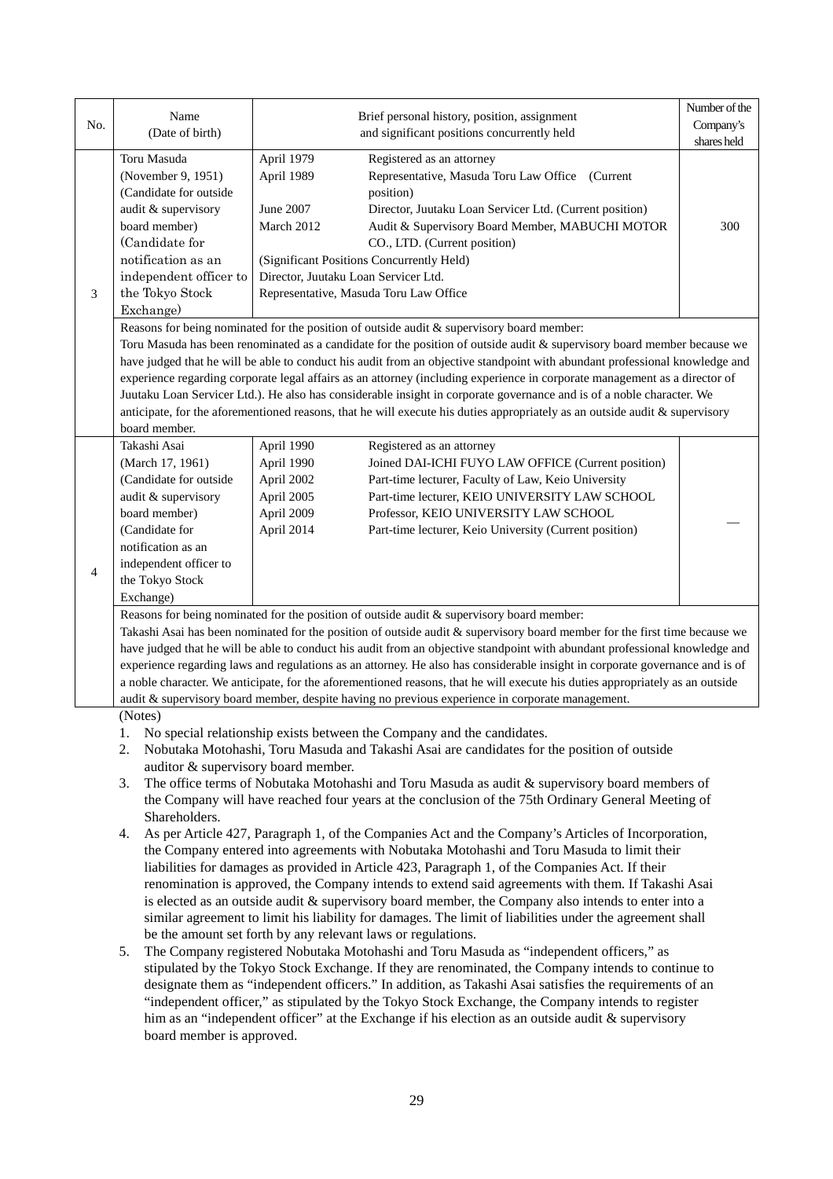| No. | Name (Date of birth) | Brief personal history, position, assignment and significant positions concurrently held | Number of the Company's shares held |
|---|---|---|---|
| 3 | Toru Masuda (November 9, 1951) (Candidate for outside audit & supervisory board member) (Candidate for notification as an independent officer to the Tokyo Stock Exchange) | April 1979 Registered as an attorney<br>April 1989 Representative, Masuda Toru Law Office (Current position)<br>June 2007 Director, Juutaku Loan Servicer Ltd. (Current position)<br>March 2012 Audit & Supervisory Board Member, MABUCHI MOTOR CO., LTD. (Current position)<br>(Significant Positions Concurrently Held)<br>Director, Juutaku Loan Servicer Ltd.<br>Representative, Masuda Toru Law Office | 300 |
| | Reasons for being nominated for the position of outside audit & supervisory board member:<br>Toru Masuda has been renominated as a candidate for the position of outside audit & supervisory board member because we have judged that he will be able to conduct his audit from an objective standpoint with abundant professional knowledge and experience regarding corporate legal affairs as an attorney (including experience in corporate management as a director of Juutaku Loan Servicer Ltd.). He also has considerable insight in corporate governance and is of a noble character. We anticipate, for the aforementioned reasons, that he will execute his duties appropriately as an outside audit & supervisory board member. | | |
| 4 | Takashi Asai (March 17, 1961) (Candidate for outside audit & supervisory board member) (Candidate for notification as an independent officer to the Tokyo Stock Exchange) | April 1990 Registered as an attorney<br>April 1990 Joined DAI-ICHI FUYO LAW OFFICE (Current position)<br>April 2002 Part-time lecturer, Faculty of Law, Keio University<br>April 2005 Part-time lecturer, KEIO UNIVERSITY LAW SCHOOL<br>April 2009 Professor, KEIO UNIVERSITY LAW SCHOOL<br>April 2014 Part-time lecturer, Keio University (Current position) | — |
| | Reasons for being nominated for the position of outside audit & supervisory board member:<br>Takashi Asai has been nominated for the position of outside audit & supervisory board member for the first time because we have judged that he will be able to conduct his audit from an objective standpoint with abundant professional knowledge and experience regarding laws and regulations as an attorney. He also has considerable insight in corporate governance and is of a noble character. We anticipate, for the aforementioned reasons, that he will execute his duties appropriately as an outside audit & supervisory board member, despite having no previous experience in corporate management. | | |

(Notes)

1. No special relationship exists between the Company and the candidates.
2. Nobutaka Motohashi, Toru Masuda and Takashi Asai are candidates for the position of outside auditor & supervisory board member.
3. The office terms of Nobutaka Motohashi and Toru Masuda as audit & supervisory board members of the Company will have reached four years at the conclusion of the 75th Ordinary General Meeting of Shareholders.
4. As per Article 427, Paragraph 1, of the Companies Act and the Company's Articles of Incorporation, the Company entered into agreements with Nobutaka Motohashi and Toru Masuda to limit their liabilities for damages as provided in Article 423, Paragraph 1, of the Companies Act. If their renomination is approved, the Company intends to extend said agreements with them. If Takashi Asai is elected as an outside audit & supervisory board member, the Company also intends to enter into a similar agreement to limit his liability for damages. The limit of liabilities under the agreement shall be the amount set forth by any relevant laws or regulations.
5. The Company registered Nobutaka Motohashi and Toru Masuda as "independent officers," as stipulated by the Tokyo Stock Exchange. If they are renominated, the Company intends to continue to designate them as "independent officers." In addition, as Takashi Asai satisfies the requirements of an "independent officer," as stipulated by the Tokyo Stock Exchange, the Company intends to register him as an "independent officer" at the Exchange if his election as an outside audit & supervisory board member is approved.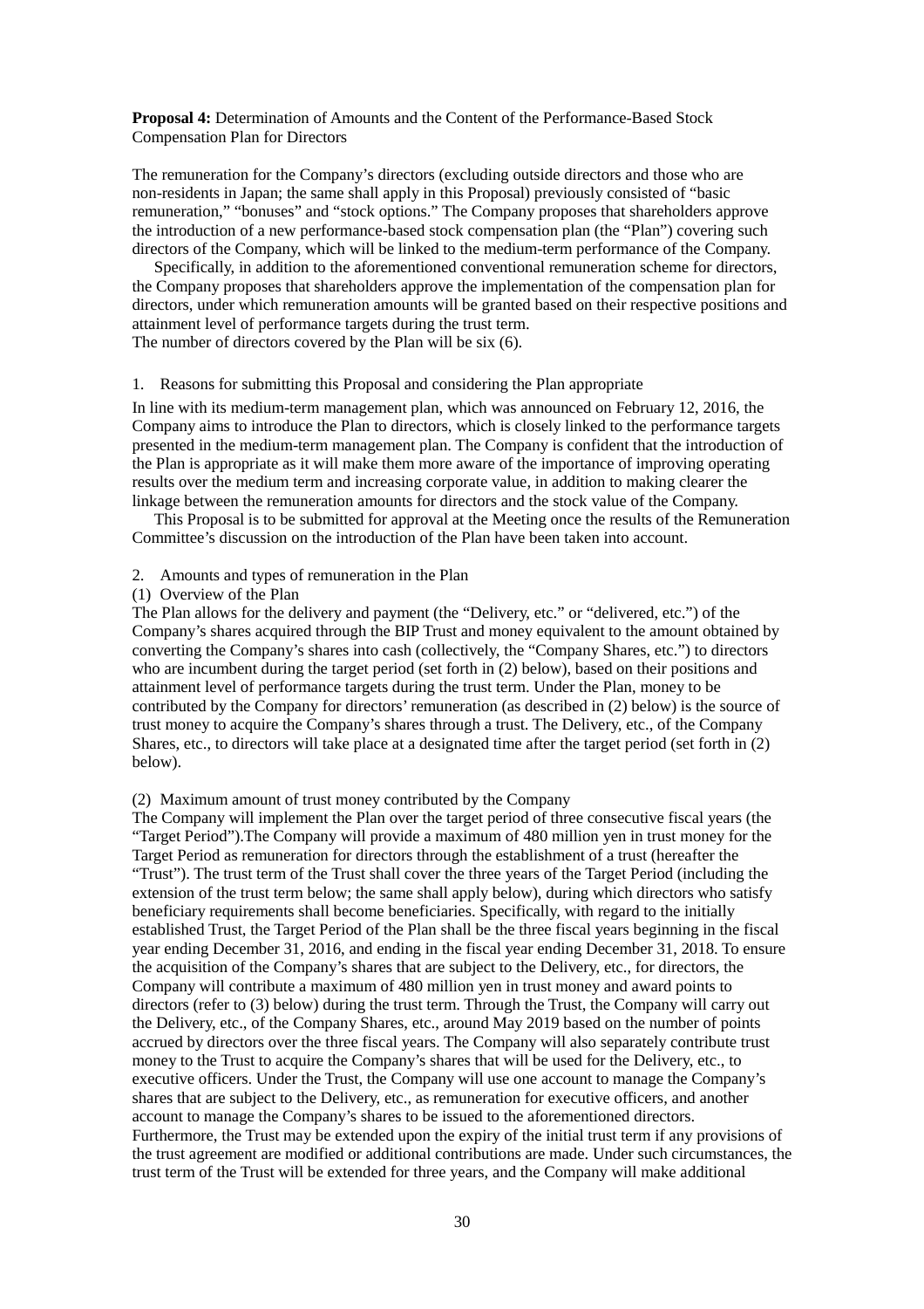**Proposal 4:** Determination of Amounts and the Content of the Performance-Based Stock Compensation Plan for Directors

The remuneration for the Company's directors (excluding outside directors and those who are non-residents in Japan; the same shall apply in this Proposal) previously consisted of "basic remuneration," "bonuses" and "stock options." The Company proposes that shareholders approve the introduction of a new performance-based stock compensation plan (the "Plan") covering such directors of the Company, which will be linked to the medium-term performance of the Company.

Specifically, in addition to the aforementioned conventional remuneration scheme for directors, the Company proposes that shareholders approve the implementation of the compensation plan for directors, under which remuneration amounts will be granted based on their respective positions and attainment level of performance targets during the trust term.
The number of directors covered by the Plan will be six (6).

1. Reasons for submitting this Proposal and considering the Plan appropriate

In line with its medium-term management plan, which was announced on February 12, 2016, the Company aims to introduce the Plan to directors, which is closely linked to the performance targets presented in the medium-term management plan. The Company is confident that the introduction of the Plan is appropriate as it will make them more aware of the importance of improving operating results over the medium term and increasing corporate value, in addition to making clearer the linkage between the remuneration amounts for directors and the stock value of the Company.

This Proposal is to be submitted for approval at the Meeting once the results of the Remuneration Committee's discussion on the introduction of the Plan have been taken into account.

2. Amounts and types of remuneration in the Plan

(1) Overview of the Plan

The Plan allows for the delivery and payment (the "Delivery, etc." or "delivered, etc.") of the Company's shares acquired through the BIP Trust and money equivalent to the amount obtained by converting the Company's shares into cash (collectively, the "Company Shares, etc.") to directors who are incumbent during the target period (set forth in (2) below), based on their positions and attainment level of performance targets during the trust term. Under the Plan, money to be contributed by the Company for directors' remuneration (as described in (2) below) is the source of trust money to acquire the Company's shares through a trust. The Delivery, etc., of the Company Shares, etc., to directors will take place at a designated time after the target period (set forth in (2) below).

(2) Maximum amount of trust money contributed by the Company

The Company will implement the Plan over the target period of three consecutive fiscal years (the "Target Period").The Company will provide a maximum of 480 million yen in trust money for the Target Period as remuneration for directors through the establishment of a trust (hereafter the "Trust"). The trust term of the Trust shall cover the three years of the Target Period (including the extension of the trust term below; the same shall apply below), during which directors who satisfy beneficiary requirements shall become beneficiaries. Specifically, with regard to the initially established Trust, the Target Period of the Plan shall be the three fiscal years beginning in the fiscal year ending December 31, 2016, and ending in the fiscal year ending December 31, 2018. To ensure the acquisition of the Company's shares that are subject to the Delivery, etc., for directors, the Company will contribute a maximum of 480 million yen in trust money and award points to directors (refer to (3) below) during the trust term. Through the Trust, the Company will carry out the Delivery, etc., of the Company Shares, etc., around May 2019 based on the number of points accrued by directors over the three fiscal years. The Company will also separately contribute trust money to the Trust to acquire the Company's shares that will be used for the Delivery, etc., to executive officers. Under the Trust, the Company will use one account to manage the Company's shares that are subject to the Delivery, etc., as remuneration for executive officers, and another account to manage the Company's shares to be issued to the aforementioned directors. Furthermore, the Trust may be extended upon the expiry of the initial trust term if any provisions of the trust agreement are modified or additional contributions are made. Under such circumstances, the trust term of the Trust will be extended for three years, and the Company will make additional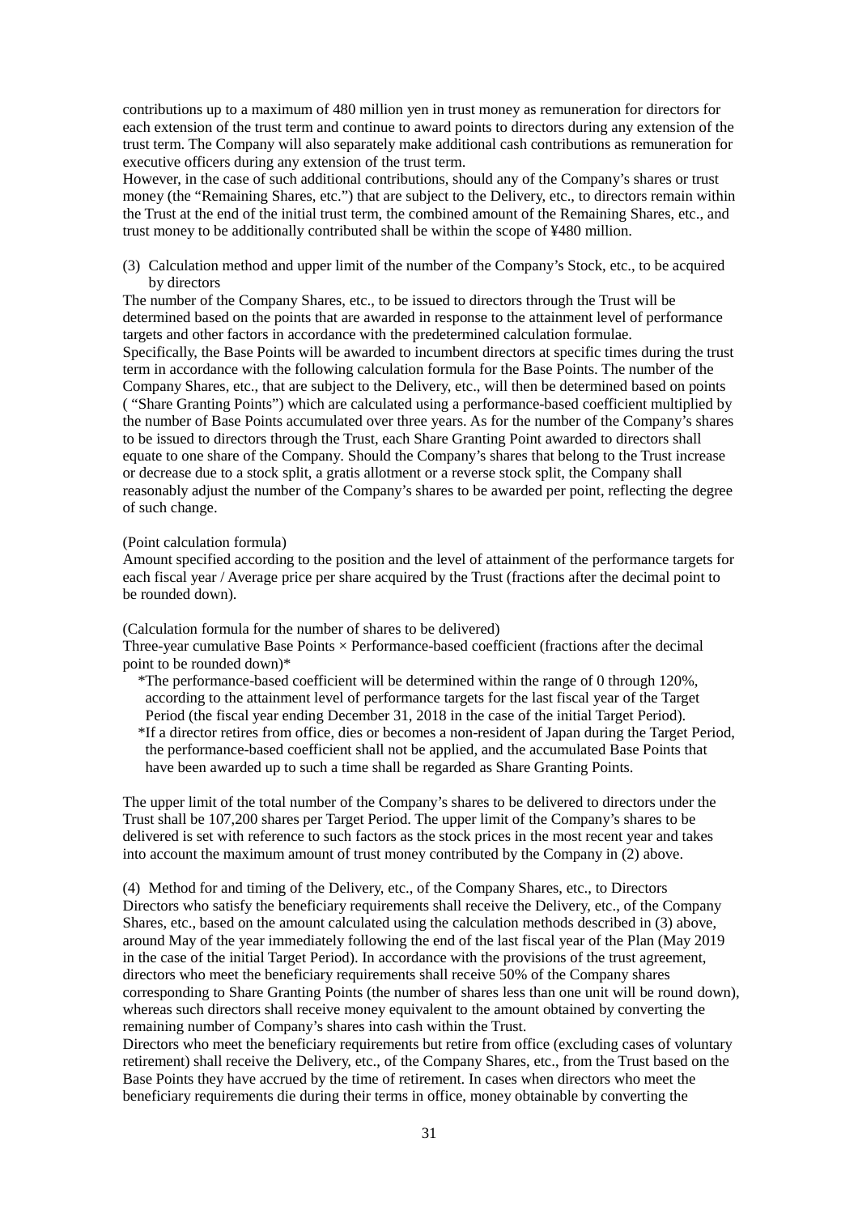contributions up to a maximum of 480 million yen in trust money as remuneration for directors for each extension of the trust term and continue to award points to directors during any extension of the trust term. The Company will also separately make additional cash contributions as remuneration for executive officers during any extension of the trust term.
However, in the case of such additional contributions, should any of the Company's shares or trust money (the "Remaining Shares, etc.") that are subject to the Delivery, etc., to directors remain within the Trust at the end of the initial trust term, the combined amount of the Remaining Shares, etc., and trust money to be additionally contributed shall be within the scope of ¥480 million.

(3) Calculation method and upper limit of the number of the Company's Stock, etc., to be acquired by directors

The number of the Company Shares, etc., to be issued to directors through the Trust will be determined based on the points that are awarded in response to the attainment level of performance targets and other factors in accordance with the predetermined calculation formulae.
Specifically, the Base Points will be awarded to incumbent directors at specific times during the trust term in accordance with the following calculation formula for the Base Points. The number of the Company Shares, etc., that are subject to the Delivery, etc., will then be determined based on points ( "Share Granting Points") which are calculated using a performance-based coefficient multiplied by the number of Base Points accumulated over three years. As for the number of the Company's shares to be issued to directors through the Trust, each Share Granting Point awarded to directors shall equate to one share of the Company. Should the Company's shares that belong to the Trust increase or decrease due to a stock split, a gratis allotment or a reverse stock split, the Company shall reasonably adjust the number of the Company's shares to be awarded per point, reflecting the degree of such change.

(Point calculation formula)
Amount specified according to the position and the level of attainment of the performance targets for each fiscal year / Average price per share acquired by the Trust (fractions after the decimal point to be rounded down).

(Calculation formula for the number of shares to be delivered)
Three-year cumulative Base Points × Performance-based coefficient (fractions after the decimal point to be rounded down)*

*The performance-based coefficient will be determined within the range of 0 through 120%, according to the attainment level of performance targets for the last fiscal year of the Target Period (the fiscal year ending December 31, 2018 in the case of the initial Target Period).
*If a director retires from office, dies or becomes a non-resident of Japan during the Target Period, the performance-based coefficient shall not be applied, and the accumulated Base Points that have been awarded up to such a time shall be regarded as Share Granting Points.

The upper limit of the total number of the Company's shares to be delivered to directors under the Trust shall be 107,200 shares per Target Period. The upper limit of the Company's shares to be delivered is set with reference to such factors as the stock prices in the most recent year and takes into account the maximum amount of trust money contributed by the Company in (2) above.

(4) Method for and timing of the Delivery, etc., of the Company Shares, etc., to Directors

Directors who satisfy the beneficiary requirements shall receive the Delivery, etc., of the Company Shares, etc., based on the amount calculated using the calculation methods described in (3) above, around May of the year immediately following the end of the last fiscal year of the Plan (May 2019 in the case of the initial Target Period). In accordance with the provisions of the trust agreement, directors who meet the beneficiary requirements shall receive 50% of the Company shares corresponding to Share Granting Points (the number of shares less than one unit will be round down), whereas such directors shall receive money equivalent to the amount obtained by converting the remaining number of Company's shares into cash within the Trust.
Directors who meet the beneficiary requirements but retire from office (excluding cases of voluntary retirement) shall receive the Delivery, etc., of the Company Shares, etc., from the Trust based on the Base Points they have accrued by the time of retirement. In cases when directors who meet the beneficiary requirements die during their terms in office, money obtainable by converting the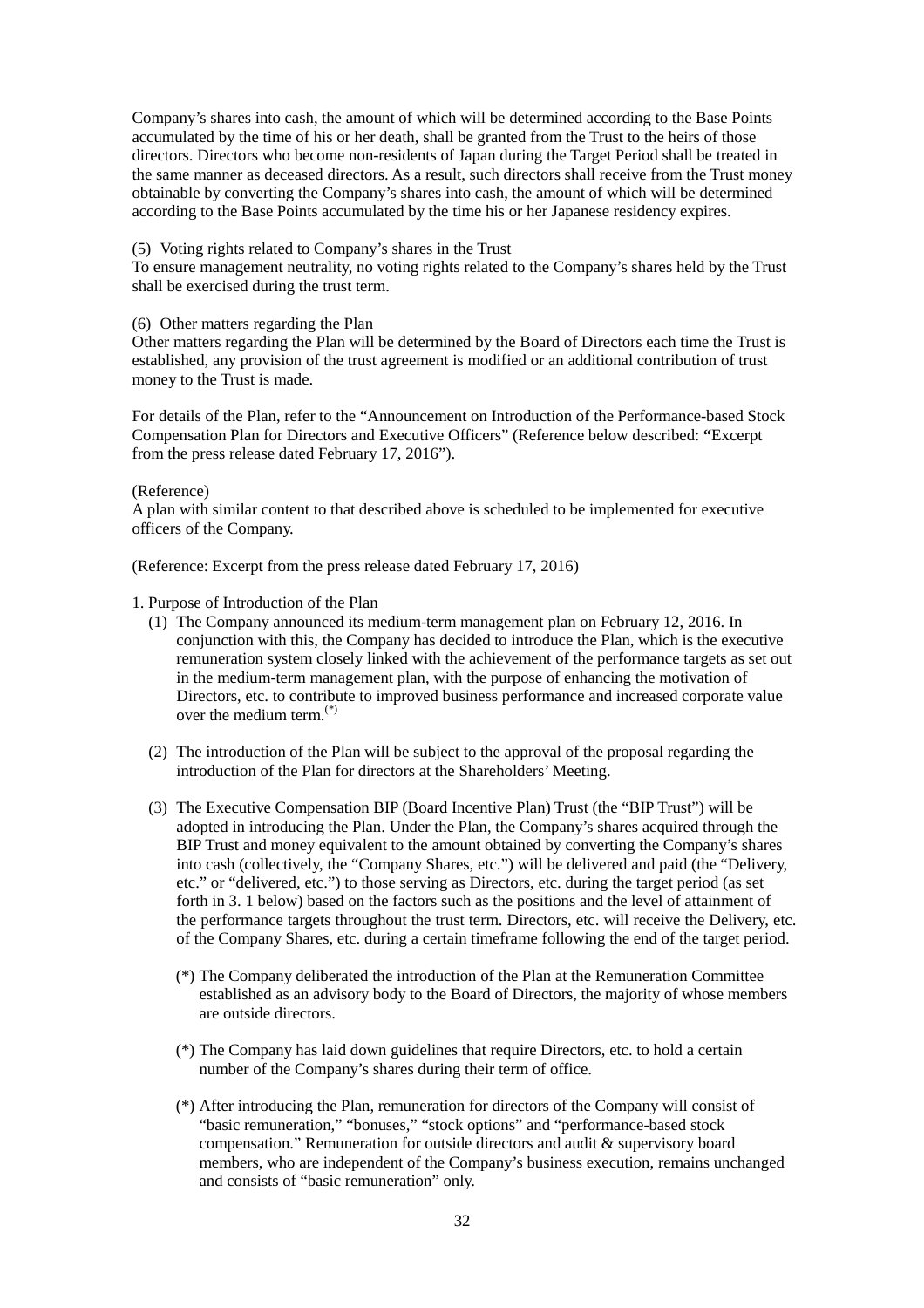Company's shares into cash, the amount of which will be determined according to the Base Points accumulated by the time of his or her death, shall be granted from the Trust to the heirs of those directors. Directors who become non-residents of Japan during the Target Period shall be treated in the same manner as deceased directors. As a result, such directors shall receive from the Trust money obtainable by converting the Company's shares into cash, the amount of which will be determined according to the Base Points accumulated by the time his or her Japanese residency expires.

(5) Voting rights related to Company's shares in the Trust

To ensure management neutrality, no voting rights related to the Company's shares held by the Trust shall be exercised during the trust term.

(6) Other matters regarding the Plan

Other matters regarding the Plan will be determined by the Board of Directors each time the Trust is established, any provision of the trust agreement is modified or an additional contribution of trust money to the Trust is made.

For details of the Plan, refer to the "Announcement on Introduction of the Performance-based Stock Compensation Plan for Directors and Executive Officers" (Reference below described: **"**Excerpt from the press release dated February 17, 2016").

(Reference)

A plan with similar content to that described above is scheduled to be implemented for executive officers of the Company.

(Reference: Excerpt from the press release dated February 17, 2016)

1. Purpose of Introduction of the Plan
   (1) The Company announced its medium-term management plan on February 12, 2016. In conjunction with this, the Company has decided to introduce the Plan, which is the executive remuneration system closely linked with the achievement of the performance targets as set out in the medium-term management plan, with the purpose of enhancing the motivation of Directors, etc. to contribute to improved business performance and increased corporate value over the medium term.(*)

   (2) The introduction of the Plan will be subject to the approval of the proposal regarding the introduction of the Plan for directors at the Shareholders' Meeting.

   (3) The Executive Compensation BIP (Board Incentive Plan) Trust (the "BIP Trust") will be adopted in introducing the Plan. Under the Plan, the Company's shares acquired through the BIP Trust and money equivalent to the amount obtained by converting the Company's shares into cash (collectively, the "Company Shares, etc.") will be delivered and paid (the "Delivery, etc." or "delivered, etc.") to those serving as Directors, etc. during the target period (as set forth in 3. 1 below) based on the factors such as the positions and the level of attainment of the performance targets throughout the trust term. Directors, etc. will receive the Delivery, etc. of the Company Shares, etc. during a certain timeframe following the end of the target period.

      (*) The Company deliberated the introduction of the Plan at the Remuneration Committee established as an advisory body to the Board of Directors, the majority of whose members are outside directors.

      (*) The Company has laid down guidelines that require Directors, etc. to hold a certain number of the Company's shares during their term of office.

      (*) After introducing the Plan, remuneration for directors of the Company will consist of "basic remuneration," "bonuses," "stock options" and "performance-based stock compensation." Remuneration for outside directors and audit & supervisory board members, who are independent of the Company's business execution, remains unchanged and consists of "basic remuneration" only.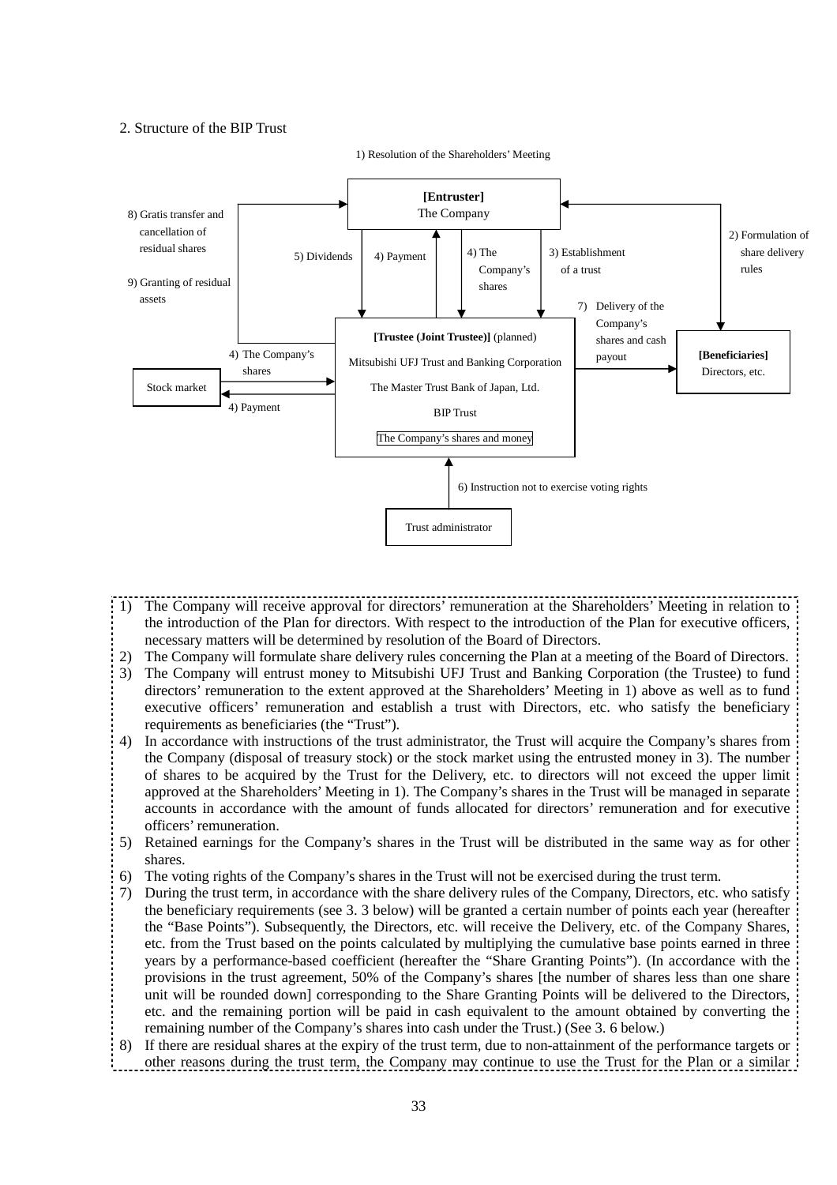## 2. Structure of the BIP Trust

1) Resolution of the Shareholders' Meeting

**[Entruster]**
The Company

8) Gratis transfer and cancellation of residual shares

9) Granting of residual assets

5) Dividends

4) Payment

4) The Company's shares

3) Establishment of a trust

2) Formulation of share delivery rules

7) Delivery of the Company's shares and cash payout

**[Trustee (Joint Trustee)]** (planned)
Mitsubishi UFJ Trust and Banking Corporation
The Master Trust Bank of Japan, Ltd.
BIP Trust
The Company's shares and money

**[Beneficiaries]**
Directors, etc.

Stock market

4) The Company's shares

4) Payment

6) Instruction not to exercise voting rights

Trust administrator

1) The Company will receive approval for directors' remuneration at the Shareholders' Meeting in relation to the introduction of the Plan for directors. With respect to the introduction of the Plan for executive officers, necessary matters will be determined by resolution of the Board of Directors.
2) The Company will formulate share delivery rules concerning the Plan at a meeting of the Board of Directors.
3) The Company will entrust money to Mitsubishi UFJ Trust and Banking Corporation (the Trustee) to fund directors' remuneration to the extent approved at the Shareholders' Meeting in 1) above as well as to fund executive officers' remuneration and establish a trust with Directors, etc. who satisfy the beneficiary requirements as beneficiaries (the "Trust").
4) In accordance with instructions of the trust administrator, the Trust will acquire the Company's shares from the Company (disposal of treasury stock) or the stock market using the entrusted money in 3). The number of shares to be acquired by the Trust for the Delivery, etc. to directors will not exceed the upper limit approved at the Shareholders' Meeting in 1). The Company's shares in the Trust will be managed in separate accounts in accordance with the amount of funds allocated for directors' remuneration and for executive officers' remuneration.
5) Retained earnings for the Company's shares in the Trust will be distributed in the same way as for other shares.
6) The voting rights of the Company's shares in the Trust will not be exercised during the trust term.
7) During the trust term, in accordance with the share delivery rules of the Company, Directors, etc. who satisfy the beneficiary requirements (see 3. 3 below) will be granted a certain number of points each year (hereafter the "Base Points"). Subsequently, the Directors, etc. will receive the Delivery, etc. of the Company Shares, etc. from the Trust based on the points calculated by multiplying the cumulative base points earned in three years by a performance-based coefficient (hereafter the "Share Granting Points"). (In accordance with the provisions in the trust agreement, 50% of the Company's shares [the number of shares less than one share unit will be rounded down] corresponding to the Share Granting Points will be delivered to the Directors, etc. and the remaining portion will be paid in cash equivalent to the amount obtained by converting the remaining number of the Company's shares into cash under the Trust.) (See 3. 6 below.)
8) If there are residual shares at the expiry of the trust term, due to non-attainment of the performance targets or other reasons during the trust term, the Company may continue to use the Trust for the Plan or a similar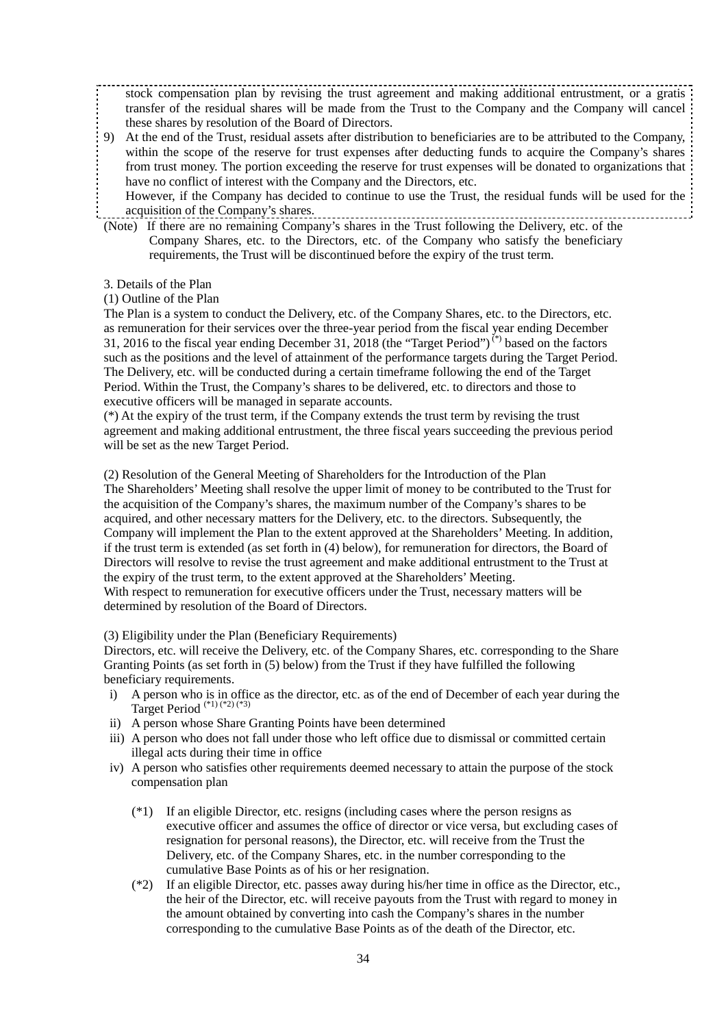stock compensation plan by revising the trust agreement and making additional entrustment, or a gratis transfer of the residual shares will be made from the Trust to the Company and the Company will cancel these shares by resolution of the Board of Directors.

9) At the end of the Trust, residual assets after distribution to beneficiaries are to be attributed to the Company, within the scope of the reserve for trust expenses after deducting funds to acquire the Company's shares from trust money. The portion exceeding the reserve for trust expenses will be donated to organizations that have no conflict of interest with the Company and the Directors, etc.
However, if the Company has decided to continue to use the Trust, the residual funds will be used for the acquisition of the Company's shares.

(Note) If there are no remaining Company's shares in the Trust following the Delivery, etc. of the Company Shares, etc. to the Directors, etc. of the Company who satisfy the beneficiary requirements, the Trust will be discontinued before the expiry of the trust term.

3. Details of the Plan

(1) Outline of the Plan

The Plan is a system to conduct the Delivery, etc. of the Company Shares, etc. to the Directors, etc. as remuneration for their services over the three-year period from the fiscal year ending December 31, 2016 to the fiscal year ending December 31, 2018 (the "Target Period") (*) based on the factors such as the positions and the level of attainment of the performance targets during the Target Period. The Delivery, etc. will be conducted during a certain timeframe following the end of the Target Period. Within the Trust, the Company's shares to be delivered, etc. to directors and those to executive officers will be managed in separate accounts.

(*) At the expiry of the trust term, if the Company extends the trust term by revising the trust agreement and making additional entrustment, the three fiscal years succeeding the previous period will be set as the new Target Period.

(2) Resolution of the General Meeting of Shareholders for the Introduction of the Plan

The Shareholders' Meeting shall resolve the upper limit of money to be contributed to the Trust for the acquisition of the Company's shares, the maximum number of the Company's shares to be acquired, and other necessary matters for the Delivery, etc. to the directors. Subsequently, the Company will implement the Plan to the extent approved at the Shareholders' Meeting. In addition, if the trust term is extended (as set forth in (4) below), for remuneration for directors, the Board of Directors will resolve to revise the trust agreement and make additional entrustment to the Trust at the expiry of the trust term, to the extent approved at the Shareholders' Meeting.
With respect to remuneration for executive officers under the Trust, necessary matters will be determined by resolution of the Board of Directors.

(3) Eligibility under the Plan (Beneficiary Requirements)

Directors, etc. will receive the Delivery, etc. of the Company Shares, etc. corresponding to the Share Granting Points (as set forth in (5) below) from the Trust if they have fulfilled the following beneficiary requirements.

i) A person who is in office as the director, etc. as of the end of December of each year during the Target Period (*1) (*2) (*3)
ii) A person whose Share Granting Points have been determined
iii) A person who does not fall under those who left office due to dismissal or committed certain illegal acts during their time in office
iv) A person who satisfies other requirements deemed necessary to attain the purpose of the stock compensation plan

(*1) If an eligible Director, etc. resigns (including cases where the person resigns as executive officer and assumes the office of director or vice versa, but excluding cases of resignation for personal reasons), the Director, etc. will receive from the Trust the Delivery, etc. of the Company Shares, etc. in the number corresponding to the cumulative Base Points as of his or her resignation.

(*2) If an eligible Director, etc. passes away during his/her time in office as the Director, etc., the heir of the Director, etc. will receive payouts from the Trust with regard to money in the amount obtained by converting into cash the Company's shares in the number corresponding to the cumulative Base Points as of the death of the Director, etc.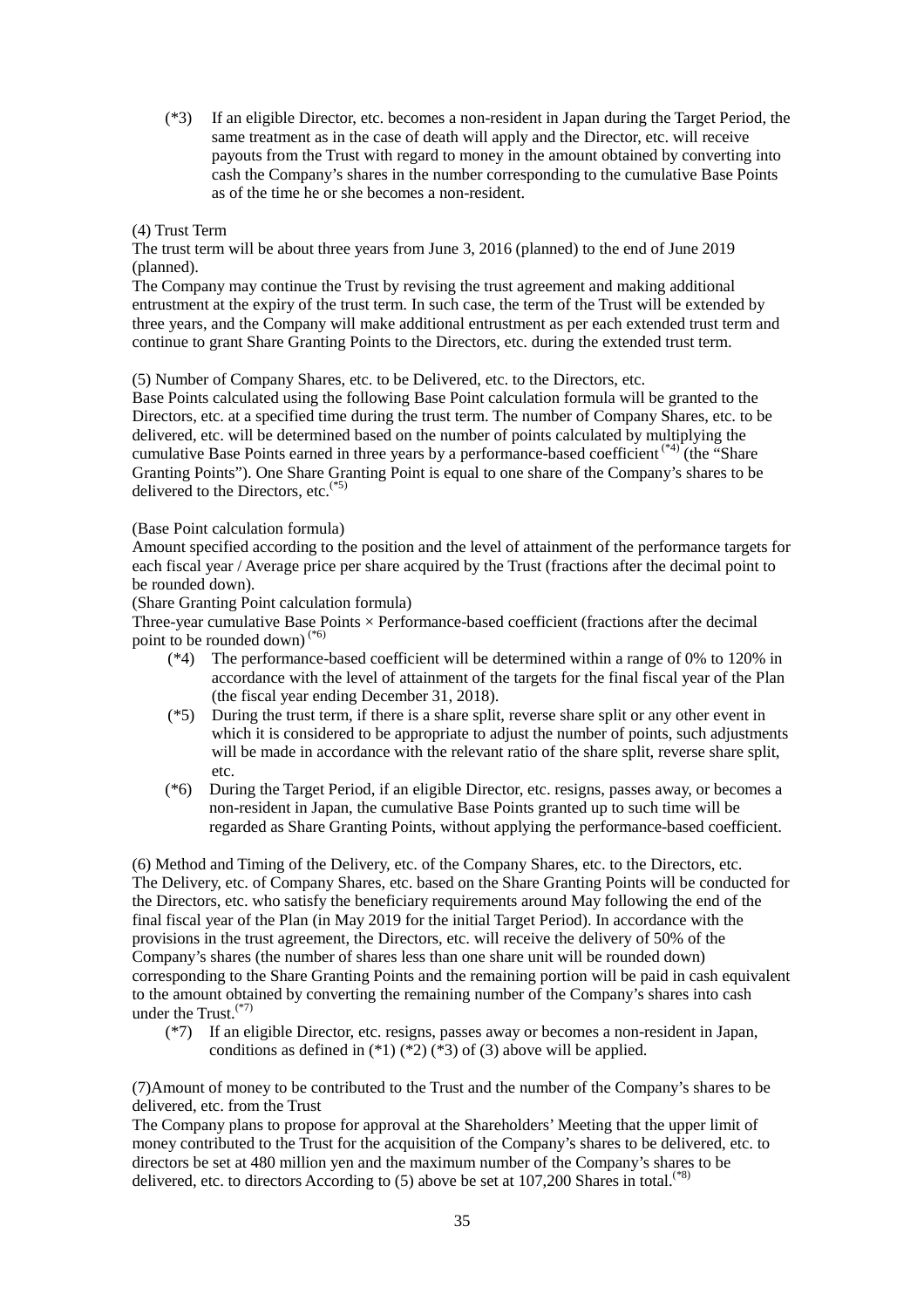(*3) If an eligible Director, etc. becomes a non-resident in Japan during the Target Period, the same treatment as in the case of death will apply and the Director, etc. will receive payouts from the Trust with regard to money in the amount obtained by converting into cash the Company's shares in the number corresponding to the cumulative Base Points as of the time he or she becomes a non-resident.

(4) Trust Term

The trust term will be about three years from June 3, 2016 (planned) to the end of June 2019 (planned).

The Company may continue the Trust by revising the trust agreement and making additional entrustment at the expiry of the trust term. In such case, the term of the Trust will be extended by three years, and the Company will make additional entrustment as per each extended trust term and continue to grant Share Granting Points to the Directors, etc. during the extended trust term.

(5) Number of Company Shares, etc. to be Delivered, etc. to the Directors, etc.

Base Points calculated using the following Base Point calculation formula will be granted to the Directors, etc. at a specified time during the trust term. The number of Company Shares, etc. to be delivered, etc. will be determined based on the number of points calculated by multiplying the cumulative Base Points earned in three years by a performance-based coefficient (*4) (the "Share Granting Points"). One Share Granting Point is equal to one share of the Company's shares to be delivered to the Directors, etc.(*5)

(Base Point calculation formula)

Amount specified according to the position and the level of attainment of the performance targets for each fiscal year / Average price per share acquired by the Trust (fractions after the decimal point to be rounded down).

(Share Granting Point calculation formula)

Three-year cumulative Base Points × Performance-based coefficient (fractions after the decimal point to be rounded down) (*6)

(*4) The performance-based coefficient will be determined within a range of 0% to 120% in accordance with the level of attainment of the targets for the final fiscal year of the Plan (the fiscal year ending December 31, 2018).

(*5) During the trust term, if there is a share split, reverse share split or any other event in which it is considered to be appropriate to adjust the number of points, such adjustments will be made in accordance with the relevant ratio of the share split, reverse share split, etc.

(*6) During the Target Period, if an eligible Director, etc. resigns, passes away, or becomes a non-resident in Japan, the cumulative Base Points granted up to such time will be regarded as Share Granting Points, without applying the performance-based coefficient.

(6) Method and Timing of the Delivery, etc. of the Company Shares, etc. to the Directors, etc.

The Delivery, etc. of Company Shares, etc. based on the Share Granting Points will be conducted for the Directors, etc. who satisfy the beneficiary requirements around May following the end of the final fiscal year of the Plan (in May 2019 for the initial Target Period). In accordance with the provisions in the trust agreement, the Directors, etc. will receive the delivery of 50% of the Company's shares (the number of shares less than one share unit will be rounded down) corresponding to the Share Granting Points and the remaining portion will be paid in cash equivalent to the amount obtained by converting the remaining number of the Company's shares into cash under the Trust.(*7)

(*7) If an eligible Director, etc. resigns, passes away or becomes a non-resident in Japan, conditions as defined in (*1) (*2) (*3) of (3) above will be applied.

(7)Amount of money to be contributed to the Trust and the number of the Company's shares to be delivered, etc. from the Trust

The Company plans to propose for approval at the Shareholders' Meeting that the upper limit of money contributed to the Trust for the acquisition of the Company's shares to be delivered, etc. to directors be set at 480 million yen and the maximum number of the Company's shares to be delivered, etc. to directors According to (5) above be set at 107,200 Shares in total.(*8)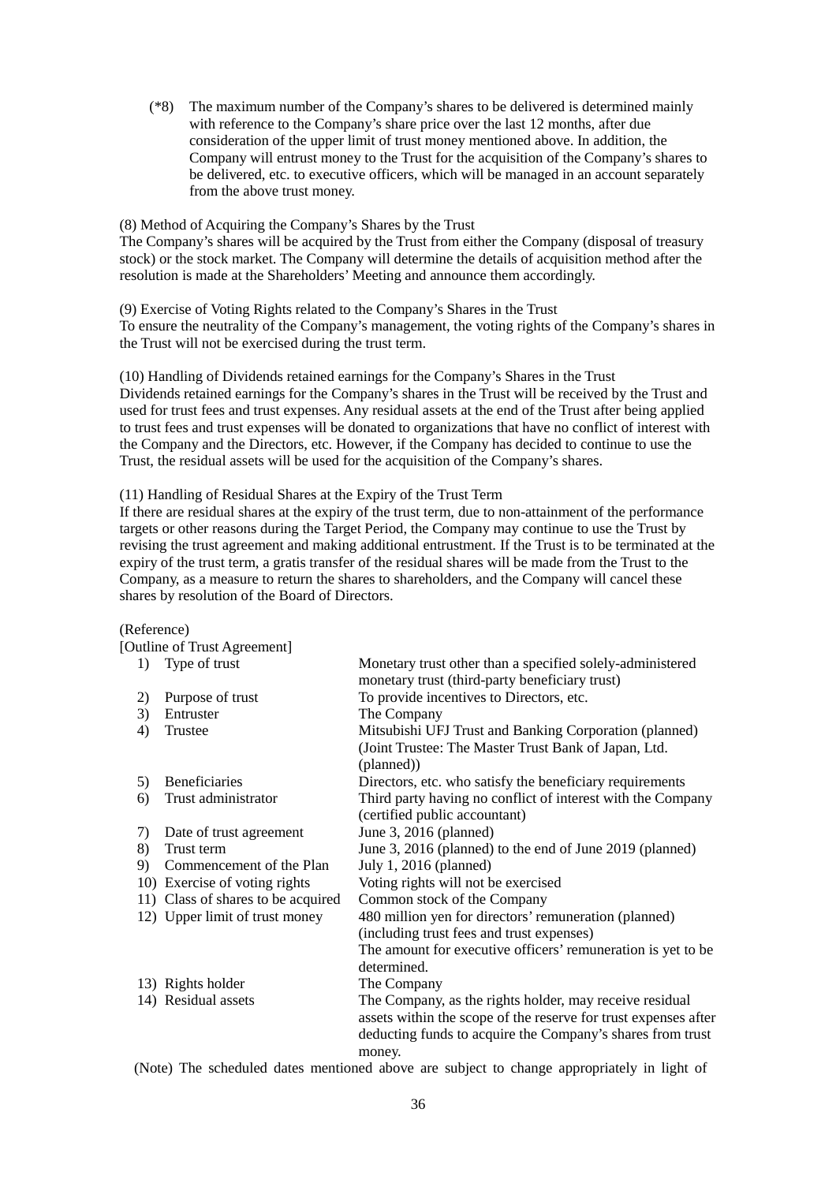(*8) The maximum number of the Company's shares to be delivered is determined mainly with reference to the Company's share price over the last 12 months, after due consideration of the upper limit of trust money mentioned above. In addition, the Company will entrust money to the Trust for the acquisition of the Company's shares to be delivered, etc. to executive officers, which will be managed in an account separately from the above trust money.

(8) Method of Acquiring the Company's Shares by the Trust

The Company's shares will be acquired by the Trust from either the Company (disposal of treasury stock) or the stock market. The Company will determine the details of acquisition method after the resolution is made at the Shareholders' Meeting and announce them accordingly.

(9) Exercise of Voting Rights related to the Company's Shares in the Trust

To ensure the neutrality of the Company's management, the voting rights of the Company's shares in the Trust will not be exercised during the trust term.

(10) Handling of Dividends retained earnings for the Company's Shares in the Trust

Dividends retained earnings for the Company's shares in the Trust will be received by the Trust and used for trust fees and trust expenses. Any residual assets at the end of the Trust after being applied to trust fees and trust expenses will be donated to organizations that have no conflict of interest with the Company and the Directors, etc. However, if the Company has decided to continue to use the Trust, the residual assets will be used for the acquisition of the Company's shares.

(11) Handling of Residual Shares at the Expiry of the Trust Term

If there are residual shares at the expiry of the trust term, due to non-attainment of the performance targets or other reasons during the Target Period, the Company may continue to use the Trust by revising the trust agreement and making additional entrustment. If the Trust is to be terminated at the expiry of the trust term, a gratis transfer of the residual shares will be made from the Trust to the Company, as a measure to return the shares to shareholders, and the Company will cancel these shares by resolution of the Board of Directors.

(Reference)

[Outline of Trust Agreement]

| | |
|---|---|
| 1) Type of trust | Monetary trust other than a specified solely-administered monetary trust (third-party beneficiary trust) |
| 2) Purpose of trust | To provide incentives to Directors, etc. |
| 3) Entruster | The Company |
| 4) Trustee | Mitsubishi UFJ Trust and Banking Corporation (planned) (Joint Trustee: The Master Trust Bank of Japan, Ltd. (planned)) |
| 5) Beneficiaries | Directors, etc. who satisfy the beneficiary requirements |
| 6) Trust administrator | Third party having no conflict of interest with the Company (certified public accountant) |
| 7) Date of trust agreement | June 3, 2016 (planned) |
| 8) Trust term | June 3, 2016 (planned) to the end of June 2019 (planned) |
| 9) Commencement of the Plan | July 1, 2016 (planned) |
| 10) Exercise of voting rights | Voting rights will not be exercised |
| 11) Class of shares to be acquired | Common stock of the Company |
| 12) Upper limit of trust money | 480 million yen for directors' remuneration (planned) (including trust fees and trust expenses)<br>The amount for executive officers' remuneration is yet to be determined. |
| 13) Rights holder | The Company |
| 14) Residual assets | The Company, as the rights holder, may receive residual assets within the scope of the reserve for trust expenses after deducting funds to acquire the Company's shares from trust money. |

(Note) The scheduled dates mentioned above are subject to change appropriately in light of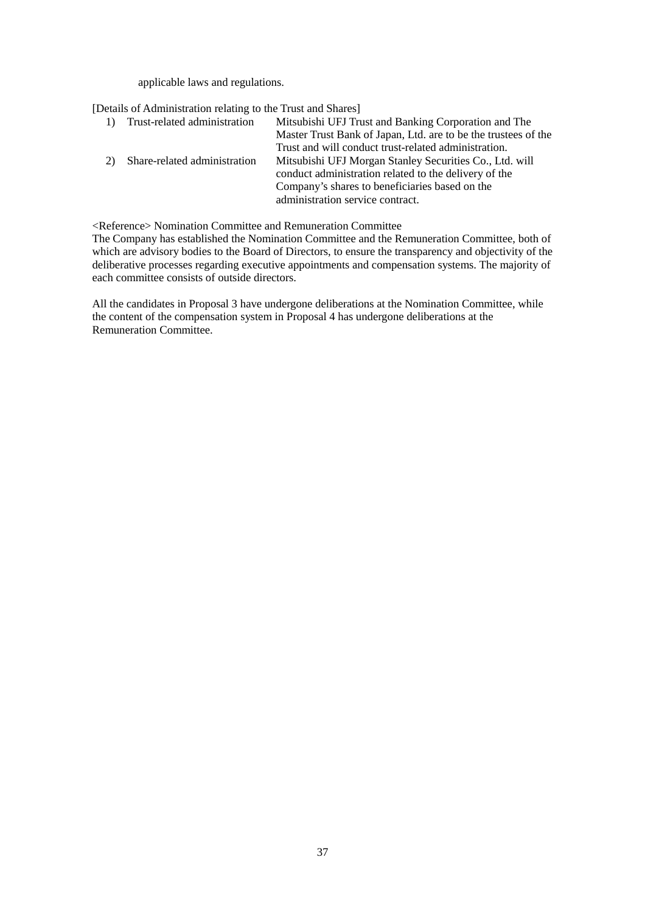applicable laws and regulations.

[Details of Administration relating to the Trust and Shares]

| | | |
|---|---|---|
| 1) | Trust-related administration | Mitsubishi UFJ Trust and Banking Corporation and The Master Trust Bank of Japan, Ltd. are to be the trustees of the Trust and will conduct trust-related administration. |
| 2) | Share-related administration | Mitsubishi UFJ Morgan Stanley Securities Co., Ltd. will conduct administration related to the delivery of the Company's shares to beneficiaries based on the administration service contract. |

<Reference> Nomination Committee and Remuneration Committee

The Company has established the Nomination Committee and the Remuneration Committee, both of which are advisory bodies to the Board of Directors, to ensure the transparency and objectivity of the deliberative processes regarding executive appointments and compensation systems. The majority of each committee consists of outside directors.

All the candidates in Proposal 3 have undergone deliberations at the Nomination Committee, while the content of the compensation system in Proposal 4 has undergone deliberations at the Remuneration Committee.